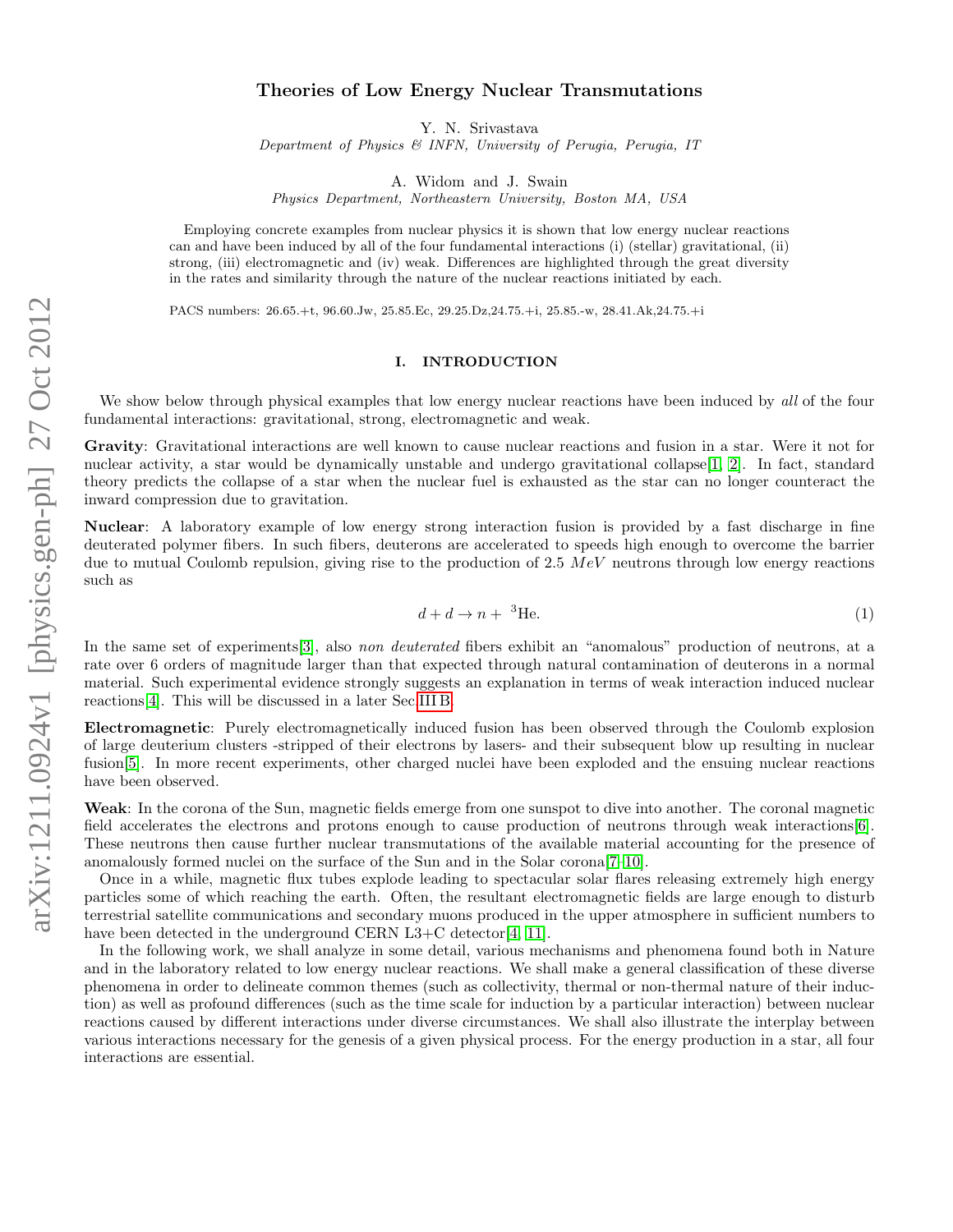# Theories of Low Energy Nuclear Transmutations

Y. N. Srivastava
*Department of Physics & INFN, University of Perugia, Perugia, IT*

A. Widom and J. Swain
*Physics Department, Northeastern University, Boston MA, USA*

Employing concrete examples from nuclear physics it is shown that low energy nuclear reactions can and have been induced by all of the four fundamental interactions (i) (stellar) gravitational, (ii) strong, (iii) electromagnetic and (iv) weak. Differences are highlighted through the great diversity in the rates and similarity through the nature of the nuclear reactions initiated by each.

PACS numbers: 26.65.+t, 96.60.Jw, 25.85.Ec, 29.25.Dz,24.75.+i, 25.85.-w, 28.41.Ak,24.75.+i

## I. INTRODUCTION

We show below through physical examples that low energy nuclear reactions have been induced by *all* of the four fundamental interactions: gravitational, strong, electromagnetic and weak.

**Gravity**: Gravitational interactions are well known to cause nuclear reactions and fusion in a star. Were it not for nuclear activity, a star would be dynamically unstable and undergo gravitational collapse[1, 2]. In fact, standard theory predicts the collapse of a star when the nuclear fuel is exhausted as the star can no longer counteract the inward compression due to gravitation.

**Nuclear**: A laboratory example of low energy strong interaction fusion is provided by a fast discharge in fine deuterated polymer fibers. In such fibers, deuterons are accelerated to speeds high enough to overcome the barrier due to mutual Coulomb repulsion, giving rise to the production of 2.5 $MeV$ neutrons through low energy reactions such as

$$d + d \to n + \ ^3\text{He}. \tag{1}$$

In the same set of experiments[3], also *non deuterated* fibers exhibit an "anomalous" production of neutrons, at a rate over 6 orders of magnitude larger than that expected through natural contamination of deuterons in a normal material. Such experimental evidence strongly suggests an explanation in terms of weak interaction induced nuclear reactions[4]. This will be discussed in a later Sec.III B.

**Electromagnetic**: Purely electromagnetically induced fusion has been observed through the Coulomb explosion of large deuterium clusters -stripped of their electrons by lasers- and their subsequent blow up resulting in nuclear fusion[5]. In more recent experiments, other charged nuclei have been exploded and the ensuing nuclear reactions have been observed.

**Weak**: In the corona of the Sun, magnetic fields emerge from one sunspot to dive into another. The coronal magnetic field accelerates the electrons and protons enough to cause production of neutrons through weak interactions[6]. These neutrons then cause further nuclear transmutations of the available material accounting for the presence of anomalously formed nuclei on the surface of the Sun and in the Solar corona[7–10].

Once in a while, magnetic flux tubes explode leading to spectacular solar flares releasing extremely high energy particles some of which reaching the earth. Often, the resultant electromagnetic fields are large enough to disturb terrestrial satellite communications and secondary muons produced in the upper atmosphere in sufficient numbers to have been detected in the underground CERN L3+C detector[4, 11].

In the following work, we shall analyze in some detail, various mechanisms and phenomena found both in Nature and in the laboratory related to low energy nuclear reactions. We shall make a general classification of these diverse phenomena in order to delineate common themes (such as collectivity, thermal or non-thermal nature of their induction) as well as profound differences (such as the time scale for induction by a particular interaction) between nuclear reactions caused by different interactions under diverse circumstances. We shall also illustrate the interplay between various interactions necessary for the genesis of a given physical process. For the energy production in a star, all four interactions are essential.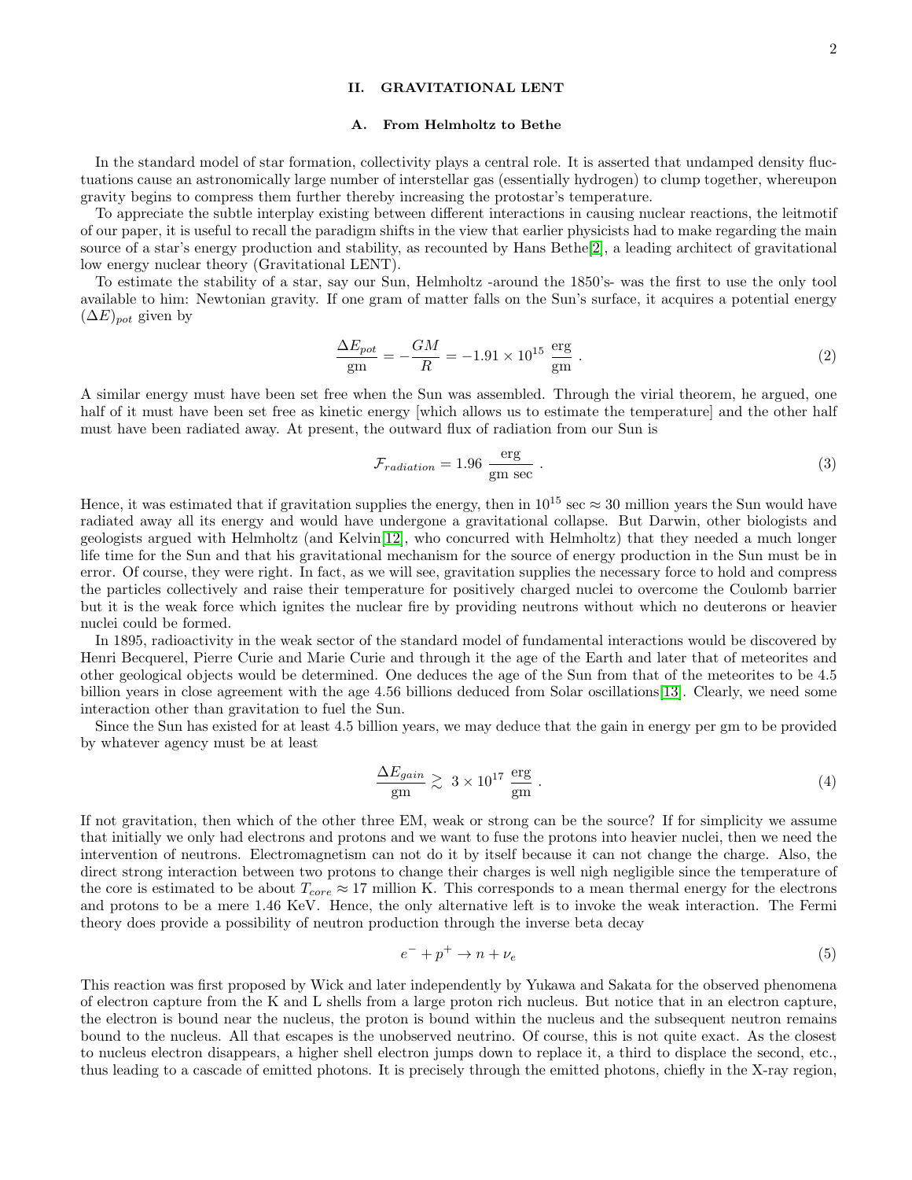## II. GRAVITATIONAL LENT

### A. From Helmholtz to Bethe

In the standard model of star formation, collectivity plays a central role. It is asserted that undamped density fluctuations cause an astronomically large number of interstellar gas (essentially hydrogen) to clump together, whereupon gravity begins to compress them further thereby increasing the protostar's temperature.

To appreciate the subtle interplay existing between different interactions in causing nuclear reactions, the leitmotif of our paper, it is useful to recall the paradigm shifts in the view that earlier physicists had to make regarding the main source of a star's energy production and stability, as recounted by Hans Bethe[2], a leading architect of gravitational low energy nuclear theory (Gravitational LENT).

To estimate the stability of a star, say our Sun, Helmholtz -around the 1850's- was the first to use the only tool available to him: Newtonian gravity. If one gram of matter falls on the Sun's surface, it acquires a potential energy $(\Delta E)_{pot}$ given by

$$\frac{\Delta E_{pot}}{\text{gm}} = -\frac{GM}{R} = -1.91 \times 10^{15}\ \frac{\text{erg}}{\text{gm}}\ . \tag{2}$$

A similar energy must have been set free when the Sun was assembled. Through the virial theorem, he argued, one half of it must have been set free as kinetic energy [which allows us to estimate the temperature] and the other half must have been radiated away. At present, the outward flux of radiation from our Sun is

$$\mathcal{F}_{radiation} = 1.96\ \frac{\text{erg}}{\text{gm sec}}\ . \tag{3}$$

Hence, it was estimated that if gravitation supplies the energy, then in $10^{15}$ sec $\approx$ 30 million years the Sun would have radiated away all its energy and would have undergone a gravitational collapse. But Darwin, other biologists and geologists argued with Helmholtz (and Kelvin[12], who concurred with Helmholtz) that they needed a much longer life time for the Sun and that his gravitational mechanism for the source of energy production in the Sun must be in error. Of course, they were right. In fact, as we will see, gravitation supplies the necessary force to hold and compress the particles collectively and raise their temperature for positively charged nuclei to overcome the Coulomb barrier but it is the weak force which ignites the nuclear fire by providing neutrons without which no deuterons or heavier nuclei could be formed.

In 1895, radioactivity in the weak sector of the standard model of fundamental interactions would be discovered by Henri Becquerel, Pierre Curie and Marie Curie and through it the age of the Earth and later that of meteorites and other geological objects would be determined. One deduces the age of the Sun from that of the meteorites to be 4.5 billion years in close agreement with the age 4.56 billions deduced from Solar oscillations[13]. Clearly, we need some interaction other than gravitation to fuel the Sun.

Since the Sun has existed for at least 4.5 billion years, we may deduce that the gain in energy per gm to be provided by whatever agency must be at least

$$\frac{\Delta E_{gain}}{\text{gm}} \gtrsim\ 3 \times 10^{17}\ \frac{\text{erg}}{\text{gm}}\ . \tag{4}$$

If not gravitation, then which of the other three EM, weak or strong can be the source? If for simplicity we assume that initially we only had electrons and protons and we want to fuse the protons into heavier nuclei, then we need the intervention of neutrons. Electromagnetism can not do it by itself because it can not change the charge. Also, the direct strong interaction between two protons to change their charges is well nigh negligible since the temperature of the core is estimated to be about $T_{core} \approx 17$ million K. This corresponds to a mean thermal energy for the electrons and protons to be a mere 1.46 KeV. Hence, the only alternative left is to invoke the weak interaction. The Fermi theory does provide a possibility of neutron production through the inverse beta decay

$$e^- + p^+ \rightarrow n + \nu_e \tag{5}$$

This reaction was first proposed by Wick and later independently by Yukawa and Sakata for the observed phenomena of electron capture from the K and L shells from a large proton rich nucleus. But notice that in an electron capture, the electron is bound near the nucleus, the proton is bound within the nucleus and the subsequent neutron remains bound to the nucleus. All that escapes is the unobserved neutrino. Of course, this is not quite exact. As the closest to nucleus electron disappears, a higher shell electron jumps down to replace it, a third to displace the second, etc., thus leading to a cascade of emitted photons. It is precisely through the emitted photons, chiefly in the X-ray region,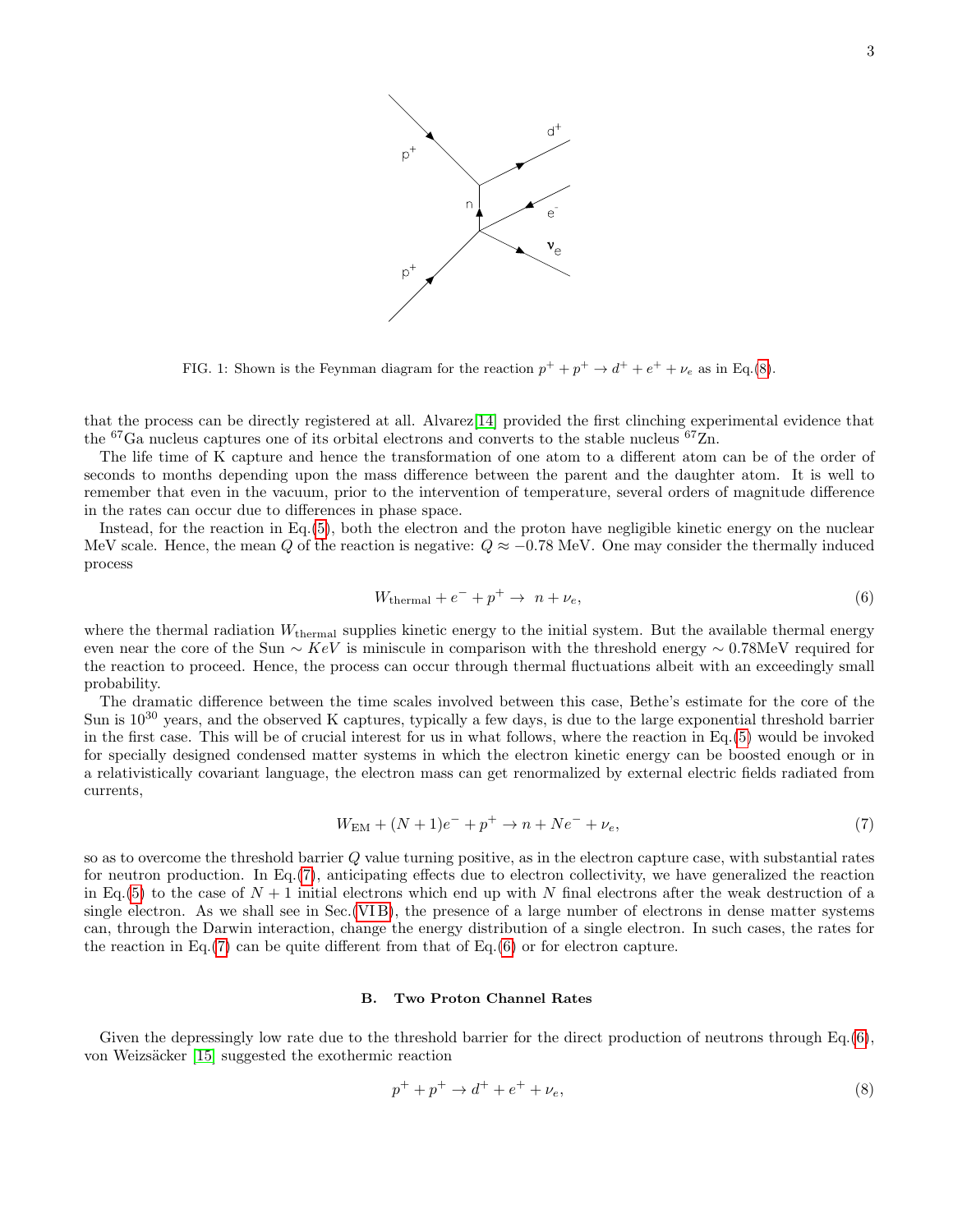FIG. 1: Shown is the Feynman diagram for the reaction $p^+ + p^+ \to d^+ + e^+ + \nu_e$ as in Eq.(8).

that the process can be directly registered at all. Alvarez[14] provided the first clinching experimental evidence that the $^{67}$Ga nucleus captures one of its orbital electrons and converts to the stable nucleus $^{67}$Zn.

The life time of K capture and hence the transformation of one atom to a different atom can be of the order of seconds to months depending upon the mass difference between the parent and the daughter atom. It is well to remember that even in the vacuum, prior to the intervention of temperature, several orders of magnitude difference in the rates can occur due to differences in phase space.

Instead, for the reaction in Eq.(5), both the electron and the proton have negligible kinetic energy on the nuclear MeV scale. Hence, the mean $Q$ of the reaction is negative: $Q \approx -0.78$ MeV. One may consider the thermally induced process

$$W_{\rm thermal} + e^- + p^+ \to \; n + \nu_e, \tag{6}$$

where the thermal radiation $W_{\rm thermal}$ supplies kinetic energy to the initial system. But the available thermal energy even near the core of the Sun $\sim KeV$ is miniscule in comparison with the threshold energy $\sim 0.78$MeV required for the reaction to proceed. Hence, the process can occur through thermal fluctuations albeit with an exceedingly small probability.

The dramatic difference between the time scales involved between this case, Bethe's estimate for the core of the Sun is $10^{30}$ years, and the observed K captures, typically a few days, is due to the large exponential threshold barrier in the first case. This will be of crucial interest for us in what follows, where the reaction in Eq.(5) would be invoked for specially designed condensed matter systems in which the electron kinetic energy can be boosted enough or in a relativistically covariant language, the electron mass can get renormalized by external electric fields radiated from currents,

$$W_{\rm EM} + (N+1)e^- + p^+ \to n + Ne^- + \nu_e, \tag{7}$$

so as to overcome the threshold barrier $Q$ value turning positive, as in the electron capture case, with substantial rates for neutron production. In Eq.(7), anticipating effects due to electron collectivity, we have generalized the reaction in Eq.(5) to the case of $N+1$ initial electrons which end up with $N$ final electrons after the weak destruction of a single electron. As we shall see in Sec.(VI B), the presence of a large number of electrons in dense matter systems can, through the Darwin interaction, change the energy distribution of a single electron. In such cases, the rates for the reaction in Eq.(7) can be quite different from that of Eq.(6) or for electron capture.

### B. Two Proton Channel Rates

Given the depressingly low rate due to the threshold barrier for the direct production of neutrons through Eq.(6), von Weizsäcker [15] suggested the exothermic reaction

$$p^+ + p^+ \to d^+ + e^+ + \nu_e, \tag{8}$$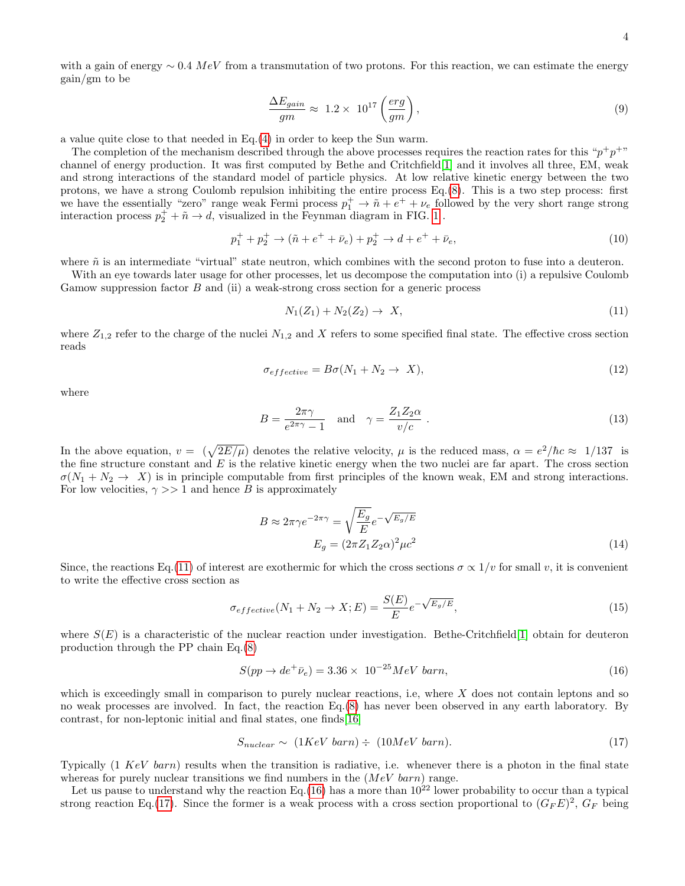with a gain of energy $\sim 0.4\ MeV$ from a transmutation of two protons. For this reaction, we can estimate the energy gain/gm to be

$$\frac{\Delta E_{gain}}{gm} \approx\ 1.2\times\ 10^{17}\left(\frac{erg}{gm}\right), \tag{9}$$

a value quite close to that needed in Eq.(4) in order to keep the Sun warm.

The completion of the mechanism described through the above processes requires the reaction rates for this "$p^+p^+$" channel of energy production. It was first computed by Bethe and Critchfield[1] and it involves all three, EM, weak and strong interactions of the standard model of particle physics. At low relative kinetic energy between the two protons, we have a strong Coulomb repulsion inhibiting the entire process Eq.(8). This is a two step process: first we have the essentially "zero" range weak Fermi process $p_1^+ \to \tilde{n} + e^+ + \nu_e$ followed by the very short range strong interaction process $p_2^+ + \tilde{n} \to d$, visualized in the Feynman diagram in FIG. 1.

$$p_1^+ + p_2^+ \to (\tilde{n} + e^+ + \bar{\nu}_e) + p_2^+ \to d + e^+ + \bar{\nu}_e, \tag{10}$$

where $\tilde{n}$ is an intermediate "virtual" state neutron, which combines with the second proton to fuse into a deuteron.

With an eye towards later usage for other processes, let us decompose the computation into (i) a repulsive Coulomb Gamow suppression factor $B$ and (ii) a weak-strong cross section for a generic process

$$N_1(Z_1) + N_2(Z_2) \to\ X, \tag{11}$$

where $Z_{1,2}$ refer to the charge of the nuclei $N_{1,2}$ and $X$ refers to some specified final state. The effective cross section reads

$$\sigma_{effective} = B\sigma(N_1 + N_2 \to\ X), \tag{12}$$

where

$$B = \frac{2\pi\gamma}{e^{2\pi\gamma} - 1} \quad \text{and} \quad \gamma = \frac{Z_1 Z_2 \alpha}{v/c}\ . \tag{13}$$

In the above equation, $v =\ (\sqrt{2E/\mu})$ denotes the relative velocity, $\mu$ is the reduced mass, $\alpha = e^2/\hbar c \approx\ 1/137$ is the fine structure constant and $E$ is the relative kinetic energy when the two nuclei are far apart. The cross section $\sigma(N_1 + N_2 \to\ X)$ is in principle computable from first principles of the known weak, EM and strong interactions. For low velocities, $\gamma >> 1$ and hence $B$ is approximately

$$B \approx 2\pi\gamma e^{-2\pi\gamma} = \sqrt{\frac{E_g}{E}}e^{-\sqrt{E_g/E}}$$
$$E_g = (2\pi Z_1 Z_2 \alpha)^2 \mu c^2 \tag{14}$$

Since, the reactions Eq.(11) of interest are exothermic for which the cross sections $\sigma \propto 1/v$ for small $v$, it is convenient to write the effective cross section as

$$\sigma_{effective}(N_1 + N_2 \to X; E) = \frac{S(E)}{E}e^{-\sqrt{E_g/E}}, \tag{15}$$

where $S(E)$ is a characteristic of the nuclear reaction under investigation. Bethe-Critchfield[1] obtain for deuteron production through the PP chain Eq.(8)

$$S(pp \to de^+\bar{\nu}_e) = 3.36\times\ 10^{-25} MeV\ barn, \tag{16}$$

which is exceedingly small in comparison to purely nuclear reactions, i.e, where $X$ does not contain leptons and so no weak processes are involved. In fact, the reaction Eq.(8) has never been observed in any earth laboratory. By contrast, for non-leptonic initial and final states, one finds[16]

$$S_{nuclear} \sim\ (1 KeV\ barn) \div\ (10 MeV\ barn). \tag{17}$$

Typically ($1\ KeV\ barn$) results when the transition is radiative, i.e. whenever there is a photon in the final state whereas for purely nuclear transitions we find numbers in the ($MeV\ barn$) range.

Let us pause to understand why the reaction Eq.(16) has a more than $10^{22}$ lower probability to occur than a typical strong reaction Eq.(17). Since the former is a weak process with a cross section proportional to $(G_F E)^2$, $G_F$ being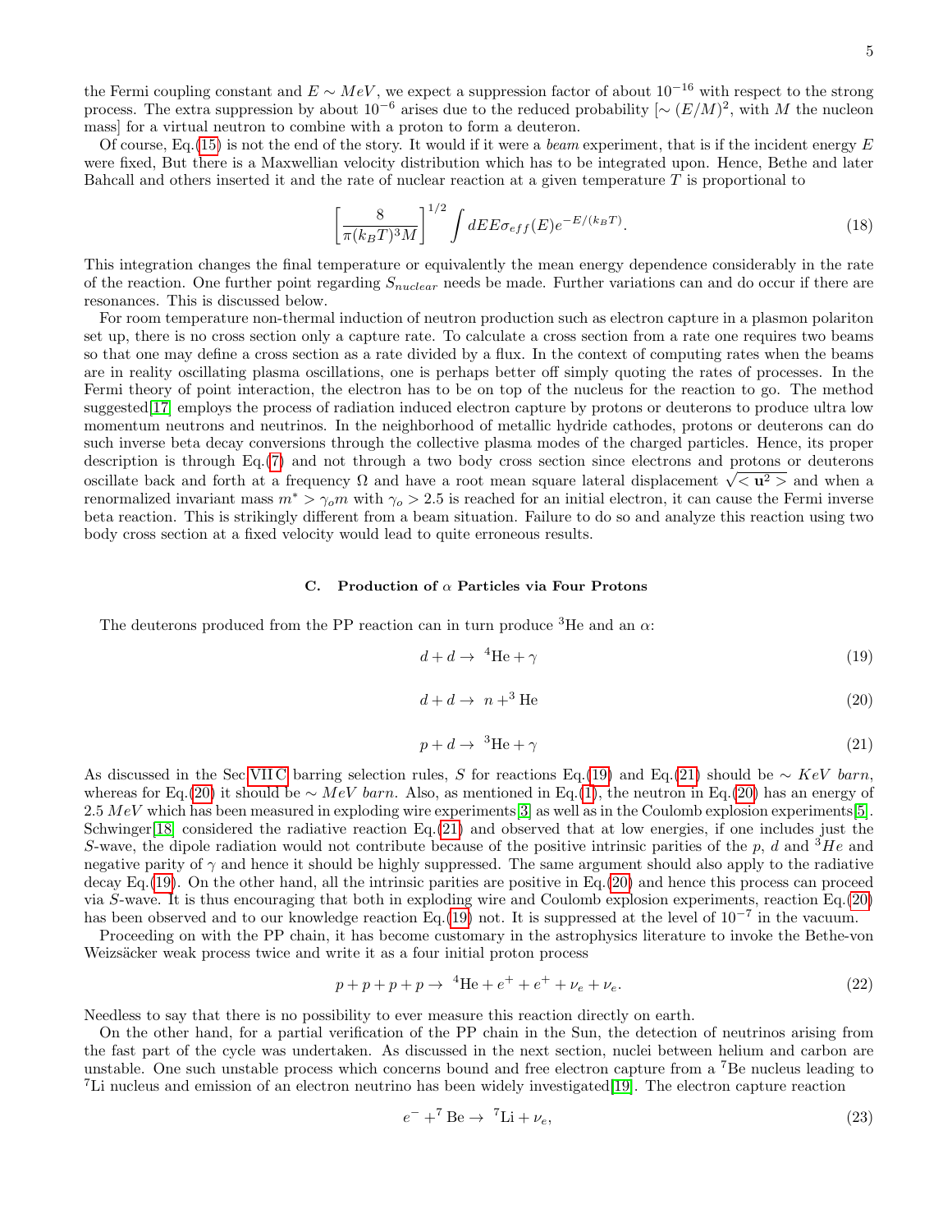the Fermi coupling constant and $E \sim MeV$, we expect a suppression factor of about $10^{-16}$ with respect to the strong process. The extra suppression by about $10^{-6}$ arises due to the reduced probability [$\sim (E/M)^2$, with $M$ the nucleon mass] for a virtual neutron to combine with a proton to form a deuteron.

Of course, Eq.(15) is not the end of the story. It would if it were a *beam* experiment, that is if the incident energy $E$ were fixed, But there is a Maxwellian velocity distribution which has to be integrated upon. Hence, Bethe and later Bahcall and others inserted it and the rate of nuclear reaction at a given temperature $T$ is proportional to

$$\left[\frac{8}{\pi (k_B T)^3 M}\right]^{1/2} \int dE E \sigma_{eff}(E) e^{-E/(k_B T)}. \tag{18}$$

This integration changes the final temperature or equivalently the mean energy dependence considerably in the rate of the reaction. One further point regarding $S_{nuclear}$ needs be made. Further variations can and do occur if there are resonances. This is discussed below.

For room temperature non-thermal induction of neutron production such as electron capture in a plasmon polariton set up, there is no cross section only a capture rate. To calculate a cross section from a rate one requires two beams so that one may define a cross section as a rate divided by a flux. In the context of computing rates when the beams are in reality oscillating plasma oscillations, one is perhaps better off simply quoting the rates of processes. In the Fermi theory of point interaction, the electron has to be on top of the nucleus for the reaction to go. The method suggested[17] employs the process of radiation induced electron capture by protons or deuterons to produce ultra low momentum neutrons and neutrinos. In the neighborhood of metallic hydride cathodes, protons or deuterons can do such inverse beta decay conversions through the collective plasma modes of the charged particles. Hence, its proper description is through Eq.(7) and not through a two body cross section since electrons and protons or deuterons oscillate back and forth at a frequency $\Omega$ and have a root mean square lateral displacement $\sqrt{< \mathbf{u}^2 >}$ and when a renormalized invariant mass $m^* > \gamma_o m$ with $\gamma_o > 2.5$ is reached for an initial electron, it can cause the Fermi inverse beta reaction. This is strikingly different from a beam situation. Failure to do so and analyze this reaction using two body cross section at a fixed velocity would lead to quite erroneous results.

### C. Production of $\alpha$ Particles via Four Protons

The deuterons produced from the PP reaction can in turn produce $^3$He and an $\alpha$:

$$d + d \to \ ^4\text{He} + \gamma \tag{19}$$

$$d + d \to \ n + ^3\text{He} \tag{20}$$

$$p + d \to \ ^3\text{He} + \gamma \tag{21}$$

As discussed in the Sec VII C barring selection rules, $S$ for reactions Eq.(19) and Eq.(21) should be $\sim KeV\ barn$, whereas for Eq.(20) it should be $\sim MeV\ barn$. Also, as mentioned in Eq.(1), the neutron in Eq.(20) has an energy of $2.5\ MeV$ which has been measured in exploding wire experiments[3] as well as in the Coulomb explosion experiments[5]. Schwinger[18] considered the radiative reaction Eq.(21) and observed that at low energies, if one includes just the $S$-wave, the dipole radiation would not contribute because of the positive intrinsic parities of the $p$, $d$ and $^3He$ and negative parity of $\gamma$ and hence it should be highly suppressed. The same argument should also apply to the radiative decay Eq.(19). On the other hand, all the intrinsic parities are positive in Eq.(20) and hence this process can proceed via $S$-wave. It is thus encouraging that both in exploding wire and Coulomb explosion experiments, reaction Eq.(20) has been observed and to our knowledge reaction Eq.(19) not. It is suppressed at the level of $10^{-7}$ in the vacuum.

Proceeding on with the PP chain, it has become customary in the astrophysics literature to invoke the Bethe-von Weizsäcker weak process twice and write it as a four initial proton process

$$p + p + p + p \to \ ^4\text{He} + e^+ + e^+ + \nu_e + \nu_e. \tag{22}$$

Needless to say that there is no possibility to ever measure this reaction directly on earth.

On the other hand, for a partial verification of the PP chain in the Sun, the detection of neutrinos arising from the fast part of the cycle was undertaken. As discussed in the next section, nuclei between helium and carbon are unstable. One such unstable process which concerns bound and free electron capture from a $^7$Be nucleus leading to $^7$Li nucleus and emission of an electron neutrino has been widely investigated[19]. The electron capture reaction

$$e^- + ^7\text{Be} \to \ ^7\text{Li} + \nu_e, \tag{23}$$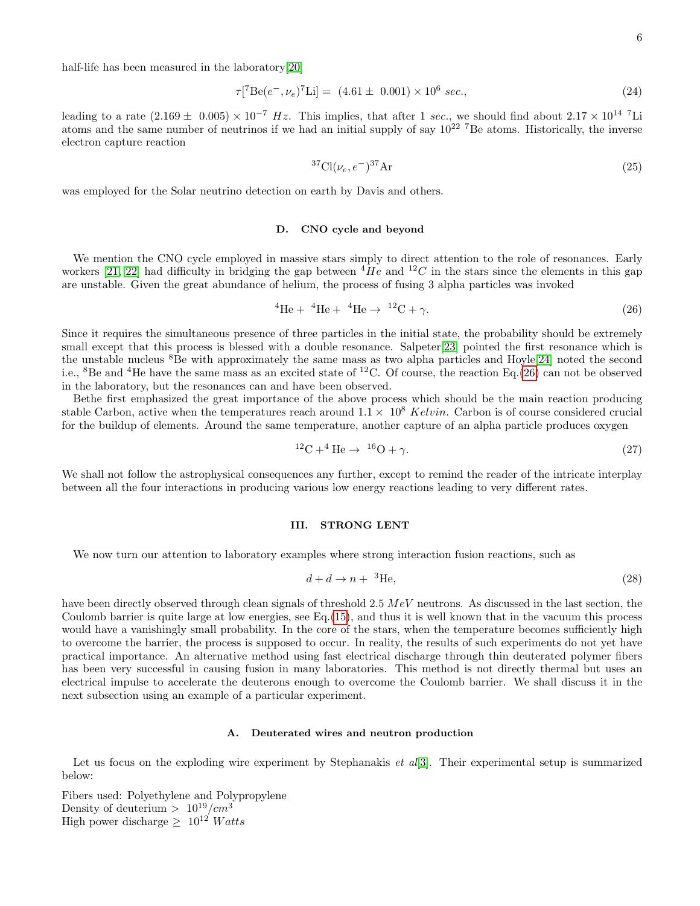half-life has been measured in the laboratory[20]

$$\tau[{}^7\mathrm{Be}(e^-,\nu_e){}^7\mathrm{Li}] = \ (4.61 \pm\ 0.001) \times 10^6\ sec., \tag{24}$$

leading to a rate $(2.169 \pm\ 0.005) \times 10^{-7}\ Hz$. This implies, that after 1 $sec.$, we should find about $2.17 \times 10^{14}$ $^7$Li atoms and the same number of neutrinos if we had an initial supply of say $10^{22}$ $^7$Be atoms. Historically, the inverse electron capture reaction

$${}^{37}\mathrm{Cl}(\nu_e, e^-){}^{37}\mathrm{Ar} \tag{25}$$

was employed for the Solar neutrino detection on earth by Davis and others.

### D. CNO cycle and beyond

We mention the CNO cycle employed in massive stars simply to direct attention to the role of resonances. Early workers [21, 22] had difficulty in bridging the gap between $^4He$ and $^{12}C$ in the stars since the elements in this gap are unstable. Given the great abundance of helium, the process of fusing 3 alpha particles was invoked

$${}^4\mathrm{He} +\ {}^4\mathrm{He} +\ {}^4\mathrm{He} \rightarrow\ {}^{12}\mathrm{C} + \gamma. \tag{26}$$

Since it requires the simultaneous presence of three particles in the initial state, the probability should be extremely small except that this process is blessed with a double resonance. Salpeter[23] pointed the first resonance which is the unstable nucleus $^8$Be with approximately the same mass as two alpha particles and Hoyle[24] noted the second i.e., $^8$Be and $^4$He have the same mass as an excited state of $^{12}$C. Of course, the reaction Eq.(26) can not be observed in the laboratory, but the resonances can and have been observed.

Bethe first emphasized the great importance of the above process which should be the main reaction producing stable Carbon, active when the temperatures reach around $1.1 \times\ 10^8\ Kelvin$. Carbon is of course considered crucial for the buildup of elements. Around the same temperature, another capture of an alpha particle produces oxygen

$${}^{12}\mathrm{C} + {}^4\mathrm{He} \rightarrow\ {}^{16}\mathrm{O} + \gamma. \tag{27}$$

We shall not follow the astrophysical consequences any further, except to remind the reader of the intricate interplay between all the four interactions in producing various low energy reactions leading to very different rates.

## III. STRONG LENT

We now turn our attention to laboratory examples where strong interaction fusion reactions, such as

$$d + d \rightarrow n +\ {}^3\mathrm{He}, \tag{28}$$

have been directly observed through clean signals of threshold 2.5 $MeV$ neutrons. As discussed in the last section, the Coulomb barrier is quite large at low energies, see Eq.(15), and thus it is well known that in the vacuum this process would have a vanishingly small probability. In the core of the stars, when the temperature becomes sufficiently high to overcome the barrier, the process is supposed to occur. In reality, the results of such experiments do not yet have practical importance. An alternative method using fast electrical discharge through thin deuterated polymer fibers has been very successful in causing fusion in many laboratories. This method is not directly thermal but uses an electrical impulse to accelerate the deuterons enough to overcome the Coulomb barrier. We shall discuss it in the next subsection using an example of a particular experiment.

### A. Deuterated wires and neutron production

Let us focus on the exploding wire experiment by Stephanakis *et al*[3]. Their experimental setup is summarized below:

Fibers used: Polyethylene and Polypropylene
Density of deuterium $>\ 10^{19}/cm^3$
High power discharge $\geq\ 10^{12}\ Watts$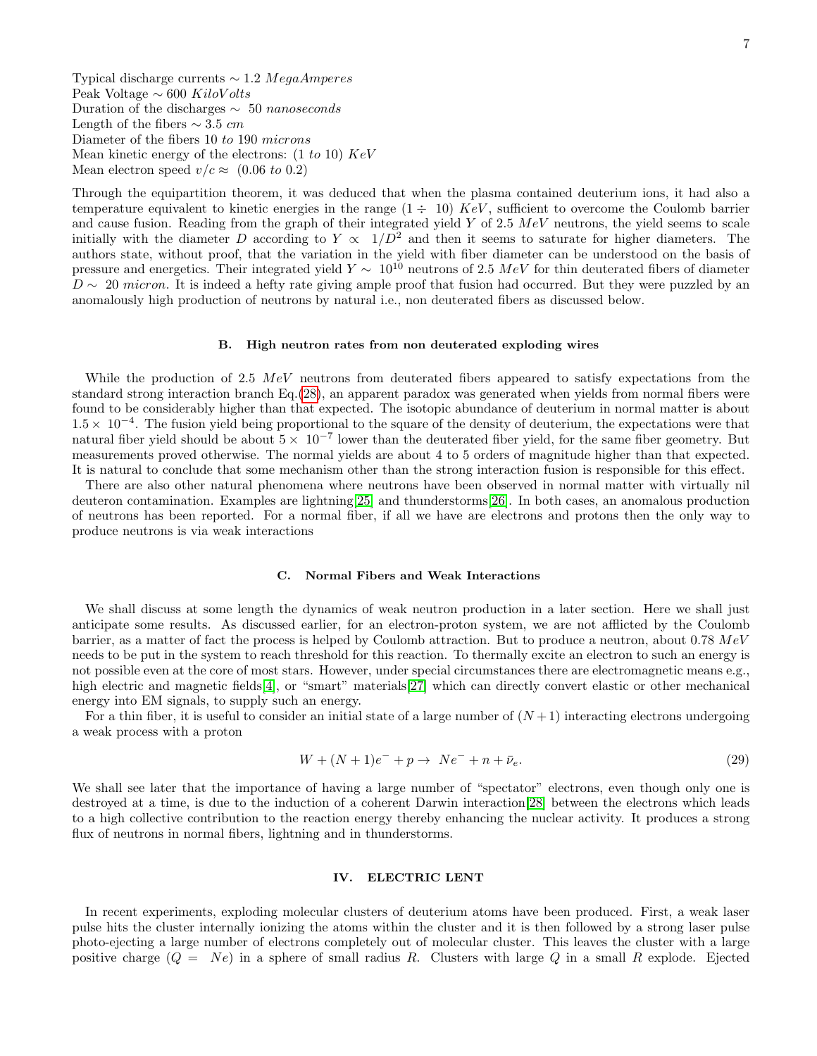Typical discharge currents $\sim 1.2\ MegaAmperes$
Peak Voltage $\sim 600\ KiloVolts$
Duration of the discharges $\sim\ 50\ nanoseconds$
Length of the fibers $\sim 3.5\ cm$
Diameter of the fibers 10 *to* 190 *microns*
Mean kinetic energy of the electrons: $(1\ to\ 10)\ KeV$
Mean electron speed $v/c \approx\ (0.06\ to\ 0.2)$

Through the equipartition theorem, it was deduced that when the plasma contained deuterium ions, it had also a temperature equivalent to kinetic energies in the range $(1 \div\ 10)\ KeV$, sufficient to overcome the Coulomb barrier and cause fusion. Reading from the graph of their integrated yield $Y$ of 2.5 $MeV$ neutrons, the yield seems to scale initially with the diameter $D$ according to $Y \propto\ 1/D^2$ and then it seems to saturate for higher diameters. The authors state, without proof, that the variation in the yield with fiber diameter can be understood on the basis of pressure and energetics. Their integrated yield $Y \sim\ 10^{10}$ neutrons of 2.5 $MeV$ for thin deuterated fibers of diameter $D \sim\ 20\ micron$. It is indeed a hefty rate giving ample proof that fusion had occurred. But they were puzzled by an anomalously high production of neutrons by natural i.e., non deuterated fibers as discussed below.

### B. High neutron rates from non deuterated exploding wires

While the production of 2.5 $MeV$ neutrons from deuterated fibers appeared to satisfy expectations from the standard strong interaction branch Eq.(28), an apparent paradox was generated when yields from normal fibers were found to be considerably higher than that expected. The isotopic abundance of deuterium in normal matter is about $1.5 \times\ 10^{-4}$. The fusion yield being proportional to the square of the density of deuterium, the expectations were that natural fiber yield should be about $5 \times\ 10^{-7}$ lower than the deuterated fiber yield, for the same fiber geometry. But measurements proved otherwise. The normal yields are about 4 to 5 orders of magnitude higher than that expected. It is natural to conclude that some mechanism other than the strong interaction fusion is responsible for this effect.

There are also other natural phenomena where neutrons have been observed in normal matter with virtually nil deuteron contamination. Examples are lightning[25] and thunderstorms[26]. In both cases, an anomalous production of neutrons has been reported. For a normal fiber, if all we have are electrons and protons then the only way to produce neutrons is via weak interactions

### C. Normal Fibers and Weak Interactions

We shall discuss at some length the dynamics of weak neutron production in a later section. Here we shall just anticipate some results. As discussed earlier, for an electron-proton system, we are not afflicted by the Coulomb barrier, as a matter of fact the process is helped by Coulomb attraction. But to produce a neutron, about 0.78 $MeV$ needs to be put in the system to reach threshold for this reaction. To thermally excite an electron to such an energy is not possible even at the core of most stars. However, under special circumstances there are electromagnetic means e.g., high electric and magnetic fields[4], or "smart" materials[27] which can directly convert elastic or other mechanical energy into EM signals, to supply such an energy.

For a thin fiber, it is useful to consider an initial state of a large number of $(N+1)$ interacting electrons undergoing a weak process with a proton

$$W + (N+1)e^- + p \to\ Ne^- + n + \bar{\nu}_e. \tag{29}$$

We shall see later that the importance of having a large number of "spectator" electrons, even though only one is destroyed at a time, is due to the induction of a coherent Darwin interaction[28] between the electrons which leads to a high collective contribution to the reaction energy thereby enhancing the nuclear activity. It produces a strong flux of neutrons in normal fibers, lightning and in thunderstorms.

## IV. ELECTRIC LENT

In recent experiments, exploding molecular clusters of deuterium atoms have been produced. First, a weak laser pulse hits the cluster internally ionizing the atoms within the cluster and it is then followed by a strong laser pulse photo-ejecting a large number of electrons completely out of molecular cluster. This leaves the cluster with a large positive charge $(Q =\ Ne)$ in a sphere of small radius $R$. Clusters with large $Q$ in a small $R$ explode. Ejected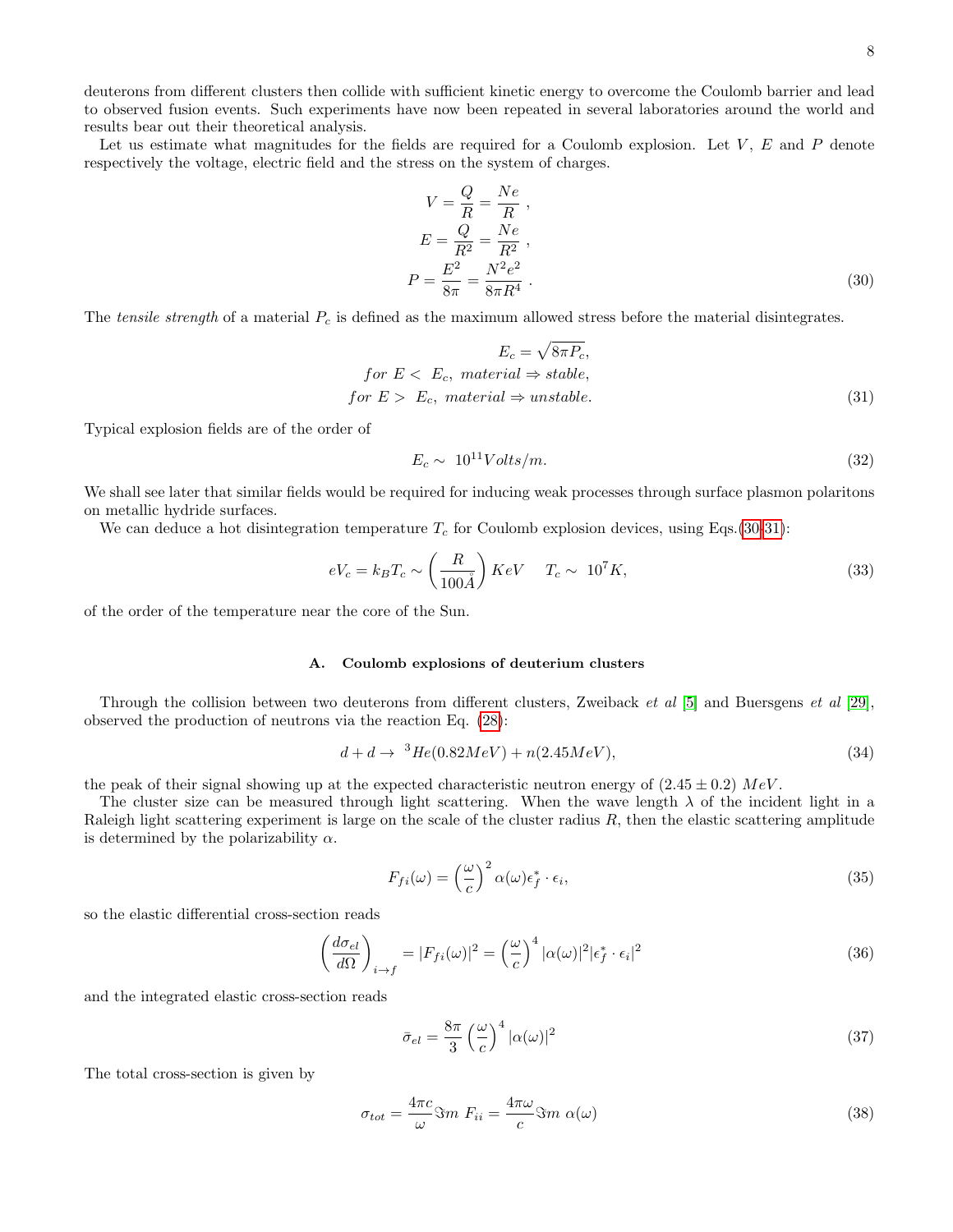deuterons from different clusters then collide with sufficient kinetic energy to overcome the Coulomb barrier and lead to observed fusion events. Such experiments have now been repeated in several laboratories around the world and results bear out their theoretical analysis.

Let us estimate what magnitudes for the fields are required for a Coulomb explosion. Let $V$, $E$ and $P$ denote respectively the voltage, electric field and the stress on the system of charges.

$$
\begin{aligned}
V &= \frac{Q}{R} = \frac{Ne}{R}\ , \\
E &= \frac{Q}{R^2} = \frac{Ne}{R^2}\ , \\
P &= \frac{E^2}{8\pi} = \frac{N^2e^2}{8\pi R^4}\ .
\end{aligned}
\tag{30}
$$

The *tensile strength* of a material $P_c$ is defined as the maximum allowed stress before the material disintegrates.

$$
\begin{aligned}
E_c &= \sqrt{8\pi P_c}, \\
for\ E < \ E_c,&\ material \Rightarrow stable, \\
for\ E > \ E_c,&\ material \Rightarrow unstable.
\end{aligned}
\tag{31}
$$

Typical explosion fields are of the order of

$$
E_c \sim\ 10^{11} Volts/m. \tag{32}
$$

We shall see later that similar fields would be required for inducing weak processes through surface plasmon polaritons on metallic hydride surfaces.

We can deduce a hot disintegration temperature $T_c$ for Coulomb explosion devices, using Eqs.(30,31):

$$
eV_c = k_B T_c \sim \left(\frac{R}{100\mathring{A}}\right) KeV \quad\ T_c \sim\ 10^7 K, \tag{33}
$$

of the order of the temperature near the core of the Sun.

### A. Coulomb explosions of deuterium clusters

Through the collision between two deuterons from different clusters, Zweiback *et al* [5] and Buersgens *et al* [29], observed the production of neutrons via the reaction Eq. (28):

$$
d + d \to\ ^3He(0.82MeV) + n(2.45MeV), \tag{34}
$$

the peak of their signal showing up at the expected characteristic neutron energy of $(2.45 \pm 0.2)\ MeV$.

The cluster size can be measured through light scattering. When the wave length $\lambda$ of the incident light in a Raleigh light scattering experiment is large on the scale of the cluster radius $R$, then the elastic scattering amplitude is determined by the polarizability $\alpha$.

$$
F_{fi}(\omega) = \left(\frac{\omega}{c}\right)^2 \alpha(\omega) \epsilon_f^* \cdot \epsilon_i, \tag{35}
$$

so the elastic differential cross-section reads

$$
\left(\frac{d\sigma_{el}}{d\Omega}\right)_{i\to f} = |F_{fi}(\omega)|^2 = \left(\frac{\omega}{c}\right)^4 |\alpha(\omega)|^2 |\epsilon_f^* \cdot \epsilon_i|^2 \tag{36}
$$

and the integrated elastic cross-section reads

$$
\bar{\sigma}_{el} = \frac{8\pi}{3}\left(\frac{\omega}{c}\right)^4 |\alpha(\omega)|^2 \tag{37}
$$

The total cross-section is given by

$$
\sigma_{tot} = \frac{4\pi c}{\omega} \Im m\ F_{ii} = \frac{4\pi\omega}{c} \Im m\ \alpha(\omega) \tag{38}
$$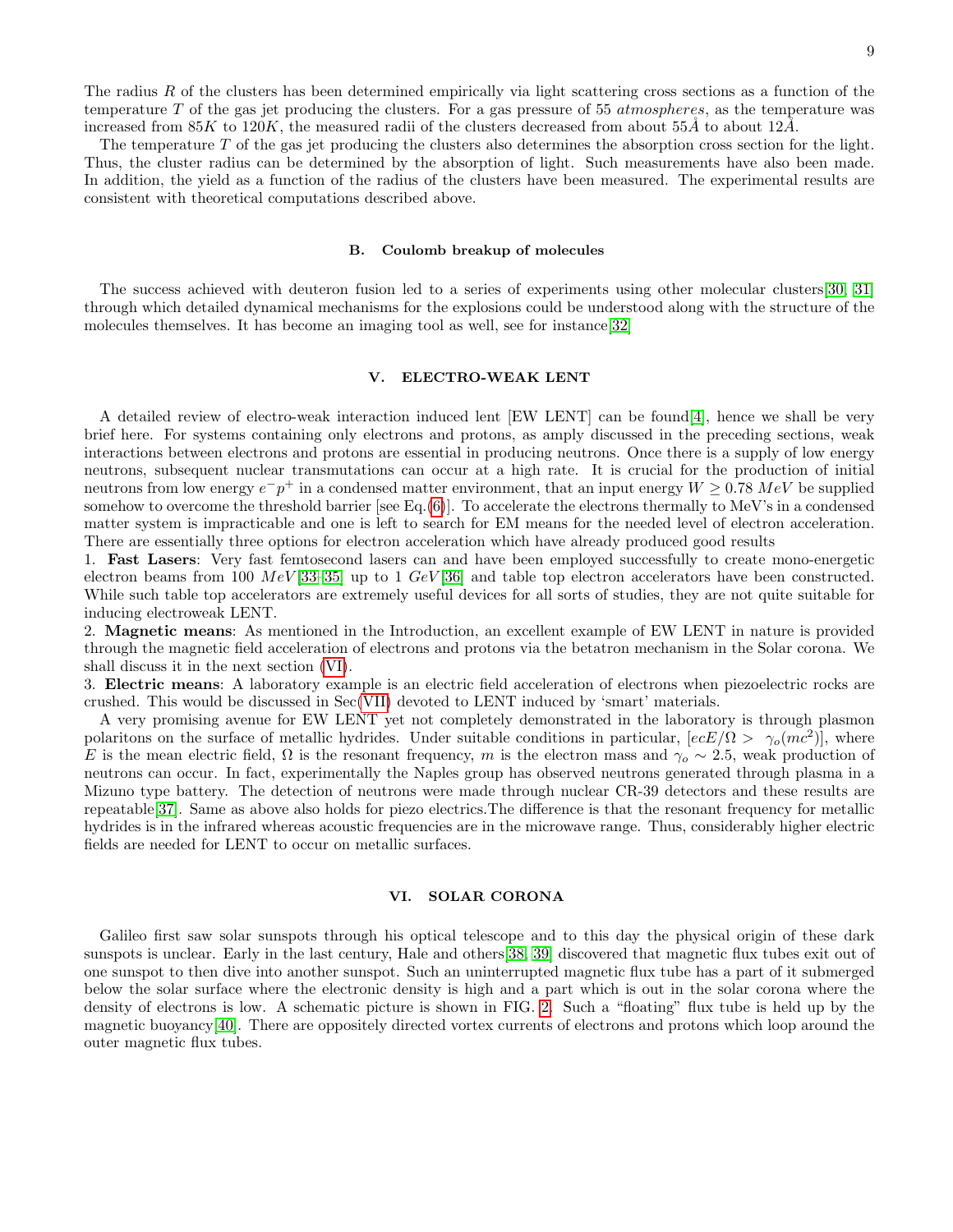The radius $R$ of the clusters has been determined empirically via light scattering cross sections as a function of the temperature $T$ of the gas jet producing the clusters. For a gas pressure of 55 *atmospheres*, as the temperature was increased from $85K$ to $120K$, the measured radii of the clusters decreased from about $55\AA$ to about $12\AA$.

The temperature $T$ of the gas jet producing the clusters also determines the absorption cross section for the light. Thus, the cluster radius can be determined by the absorption of light. Such measurements have also been made. In addition, the yield as a function of the radius of the clusters have been measured. The experimental results are consistent with theoretical computations described above.

### B. Coulomb breakup of molecules

The success achieved with deuteron fusion led to a series of experiments using other molecular clusters[30, 31] through which detailed dynamical mechanisms for the explosions could be understood along with the structure of the molecules themselves. It has become an imaging tool as well, see for instance[32]

## V. ELECTRO-WEAK LENT

A detailed review of electro-weak interaction induced lent [EW LENT] can be found[4], hence we shall be very brief here. For systems containing only electrons and protons, as amply discussed in the preceding sections, weak interactions between electrons and protons are essential in producing neutrons. Once there is a supply of low energy neutrons, subsequent nuclear transmutations can occur at a high rate. It is crucial for the production of initial neutrons from low energy $e^-p^+$ in a condensed matter environment, that an input energy $W \geq 0.78\ MeV$ be supplied somehow to overcome the threshold barrier [see Eq.(6)]. To accelerate the electrons thermally to MeV's in a condensed matter system is impracticable and one is left to search for EM means for the needed level of electron acceleration. There are essentially three options for electron acceleration which have already produced good results

1. **Fast Lasers**: Very fast femtosecond lasers can and have been employed successfully to create mono-energetic electron beams from 100 $MeV$[33–35] up to 1 $GeV$[36] and table top electron accelerators have been constructed. While such table top accelerators are extremely useful devices for all sorts of studies, they are not quite suitable for inducing electroweak LENT.
2. **Magnetic means**: As mentioned in the Introduction, an excellent example of EW LENT in nature is provided through the magnetic field acceleration of electrons and protons via the betatron mechanism in the Solar corona. We shall discuss it in the next section (VI).
3. **Electric means**: A laboratory example is an electric field acceleration of electrons when piezoelectric rocks are crushed. This would be discussed in Sec(VII) devoted to LENT induced by 'smart' materials.

A very promising avenue for EW LENT yet not completely demonstrated in the laboratory is through plasmon polaritons on the surface of metallic hydrides. Under suitable conditions in particular, $[ecE/\Omega > \ \gamma_o(mc^2)]$, where $E$ is the mean electric field, $\Omega$ is the resonant frequency, $m$ is the electron mass and $\gamma_o \sim 2.5$, weak production of neutrons can occur. In fact, experimentally the Naples group has observed neutrons generated through plasma in a Mizuno type battery. The detection of neutrons were made through nuclear CR-39 detectors and these results are repeatable[37]. Same as above also holds for piezo electrics.The difference is that the resonant frequency for metallic hydrides is in the infrared whereas acoustic frequencies are in the microwave range. Thus, considerably higher electric fields are needed for LENT to occur on metallic surfaces.

## VI. SOLAR CORONA

Galileo first saw solar sunspots through his optical telescope and to this day the physical origin of these dark sunspots is unclear. Early in the last century, Hale and others[38, 39] discovered that magnetic flux tubes exit out of one sunspot to then dive into another sunspot. Such an uninterrupted magnetic flux tube has a part of it submerged below the solar surface where the electronic density is high and a part which is out in the solar corona where the density of electrons is low. A schematic picture is shown in FIG. 2. Such a "floating" flux tube is held up by the magnetic buoyancy[40]. There are oppositely directed vortex currents of electrons and protons which loop around the outer magnetic flux tubes.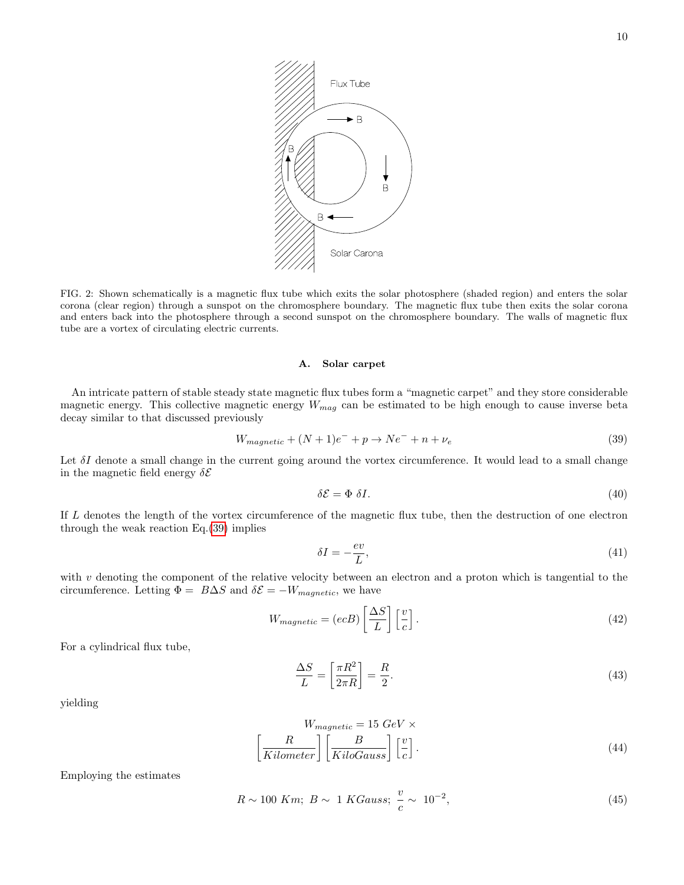FIG. 2: Shown schematically is a magnetic flux tube which exits the solar photosphere (shaded region) and enters the solar corona (clear region) through a sunspot on the chromosphere boundary. The magnetic flux tube then exits the solar corona and enters back into the photosphere through a second sunspot on the chromosphere boundary. The walls of magnetic flux tube are a vortex of circulating electric currents.

### A. Solar carpet

An intricate pattern of stable steady state magnetic flux tubes form a "magnetic carpet" and they store considerable magnetic energy. This collective magnetic energy $W_{mag}$ can be estimated to be high enough to cause inverse beta decay similar to that discussed previously

$$W_{magnetic} + (N+1)e^{-} + p \to Ne^{-} + n + \nu_e \tag{39}$$

Let $\delta I$ denote a small change in the current going around the vortex circumference. It would lead to a small change in the magnetic field energy $\delta\mathcal{E}$

$$\delta\mathcal{E} = \Phi \; \delta I. \tag{40}$$

If $L$ denotes the length of the vortex circumference of the magnetic flux tube, then the destruction of one electron through the weak reaction Eq.(39) implies

$$\delta I = -\frac{ev}{L}, \tag{41}$$

with $v$ denoting the component of the relative velocity between an electron and a proton which is tangential to the circumference. Letting $\Phi = \; B\Delta S$ and $\delta\mathcal{E} = -W_{magnetic}$, we have

$$W_{magnetic} = (ecB)\left[\frac{\Delta S}{L}\right]\left[\frac{v}{c}\right]. \tag{42}$$

For a cylindrical flux tube,

$$\frac{\Delta S}{L} = \left[\frac{\pi R^2}{2\pi R}\right] = \frac{R}{2}. \tag{43}$$

yielding

$$W_{magnetic} = 15 \; GeV \times \left[\frac{R}{Kilometer}\right]\left[\frac{B}{KiloGauss}\right]\left[\frac{v}{c}\right]. \tag{44}$$

Employing the estimates

$$R \sim 100 \; Km; \; B \sim \; 1 \; KGauss; \; \frac{v}{c} \sim \; 10^{-2}, \tag{45}$$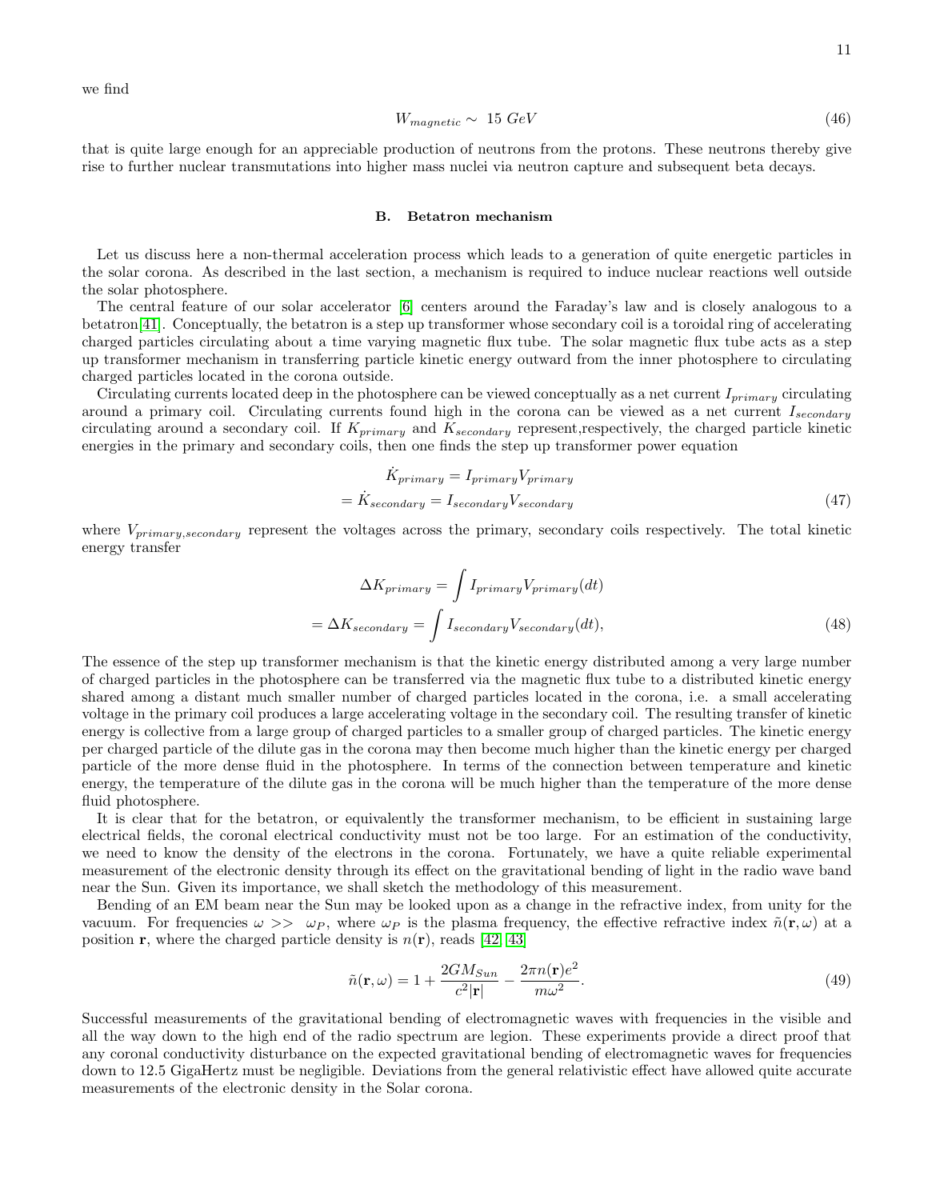we find

$$W_{magnetic} \sim \ 15 \ GeV \tag{46}$$

that is quite large enough for an appreciable production of neutrons from the protons. These neutrons thereby give rise to further nuclear transmutations into higher mass nuclei via neutron capture and subsequent beta decays.

### B. Betatron mechanism

Let us discuss here a non-thermal acceleration process which leads to a generation of quite energetic particles in the solar corona. As described in the last section, a mechanism is required to induce nuclear reactions well outside the solar photosphere.

The central feature of our solar accelerator [6] centers around the Faraday's law and is closely analogous to a betatron[41]. Conceptually, the betatron is a step up transformer whose secondary coil is a toroidal ring of accelerating charged particles circulating about a time varying magnetic flux tube. The solar magnetic flux tube acts as a step up transformer mechanism in transferring particle kinetic energy outward from the inner photosphere to circulating charged particles located in the corona outside.

Circulating currents located deep in the photosphere can be viewed conceptually as a net current $I_{primary}$ circulating around a primary coil. Circulating currents found high in the corona can be viewed as a net current $I_{secondary}$ circulating around a secondary coil. If $K_{primary}$ and $K_{secondary}$ represent,respectively, the charged particle kinetic energies in the primary and secondary coils, then one finds the step up transformer power equation

$$\begin{aligned} \dot{K}_{primary} &= I_{primary}V_{primary} \\ = \dot{K}_{secondary} &= I_{secondary}V_{secondary} \end{aligned} \tag{47}$$

where $V_{primary,secondary}$ represent the voltages across the primary, secondary coils respectively. The total kinetic energy transfer

$$\begin{aligned} \Delta K_{primary} &= \int I_{primary}V_{primary}(dt) \\ = \Delta K_{secondary} &= \int I_{secondary}V_{secondary}(dt), \end{aligned} \tag{48}$$

The essence of the step up transformer mechanism is that the kinetic energy distributed among a very large number of charged particles in the photosphere can be transferred via the magnetic flux tube to a distributed kinetic energy shared among a distant much smaller number of charged particles located in the corona, i.e. a small accelerating voltage in the primary coil produces a large accelerating voltage in the secondary coil. The resulting transfer of kinetic energy is collective from a large group of charged particles to a smaller group of charged particles. The kinetic energy per charged particle of the dilute gas in the corona may then become much higher than the kinetic energy per charged particle of the more dense fluid in the photosphere. In terms of the connection between temperature and kinetic energy, the temperature of the dilute gas in the corona will be much higher than the temperature of the more dense fluid photosphere.

It is clear that for the betatron, or equivalently the transformer mechanism, to be efficient in sustaining large electrical fields, the coronal electrical conductivity must not be too large. For an estimation of the conductivity, we need to know the density of the electrons in the corona. Fortunately, we have a quite reliable experimental measurement of the electronic density through its effect on the gravitational bending of light in the radio wave band near the Sun. Given its importance, we shall sketch the methodology of this measurement.

Bending of an EM beam near the Sun may be looked upon as a change in the refractive index, from unity for the vacuum. For frequencies $\omega >> \ \omega_P$, where $\omega_P$ is the plasma frequency, the effective refractive index $\tilde{n}(\mathbf{r},\omega)$ at a position $\mathbf{r}$, where the charged particle density is $n(\mathbf{r})$, reads [42, 43]

$$\tilde{n}(\mathbf{r},\omega) = 1 + \frac{2GM_{Sun}}{c^2|\mathbf{r}|} - \frac{2\pi n(\mathbf{r})e^2}{m\omega^2}. \tag{49}$$

Successful measurements of the gravitational bending of electromagnetic waves with frequencies in the visible and all the way down to the high end of the radio spectrum are legion. These experiments provide a direct proof that any coronal conductivity disturbance on the expected gravitational bending of electromagnetic waves for frequencies down to 12.5 GigaHertz must be negligible. Deviations from the general relativistic effect have allowed quite accurate measurements of the electronic density in the Solar corona.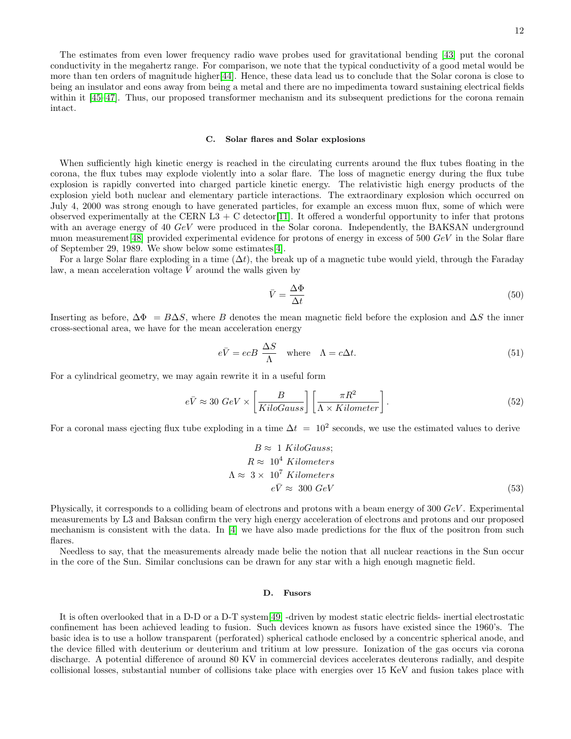The estimates from even lower frequency radio wave probes used for gravitational bending [43] put the coronal conductivity in the megahertz range. For comparison, we note that the typical conductivity of a good metal would be more than ten orders of magnitude higher[44]. Hence, these data lead us to conclude that the Solar corona is close to being an insulator and eons away from being a metal and there are no impedimenta toward sustaining electrical fields within it [45–47]. Thus, our proposed transformer mechanism and its subsequent predictions for the corona remain intact.

### C. Solar flares and Solar explosions

When sufficiently high kinetic energy is reached in the circulating currents around the flux tubes floating in the corona, the flux tubes may explode violently into a solar flare. The loss of magnetic energy during the flux tube explosion is rapidly converted into charged particle kinetic energy. The relativistic high energy products of the explosion yield both nuclear and elementary particle interactions. The extraordinary explosion which occurred on July 4, 2000 was strong enough to have generated particles, for example an excess muon flux, some of which were observed experimentally at the CERN L3 + C detector[11]. It offered a wonderful opportunity to infer that protons with an average energy of 40 $GeV$ were produced in the Solar corona. Independently, the BAKSAN underground muon measurement[48] provided experimental evidence for protons of energy in excess of 500 $GeV$ in the Solar flare of September 29, 1989. We show below some estimates[4].

For a large Solar flare exploding in a time $(\Delta t)$, the break up of a magnetic tube would yield, through the Faraday law, a mean acceleration voltage $\bar{V}$ around the walls given by

$$\bar{V} = \frac{\Delta\Phi}{\Delta t} \tag{50}$$

Inserting as before, $\Delta\Phi = B\Delta S$, where $B$ denotes the mean magnetic field before the explosion and $\Delta S$ the inner cross-sectional area, we have for the mean acceleration energy

$$e\bar{V} = ecB\ \frac{\Delta S}{\Lambda} \quad \text{where} \quad \Lambda = c\Delta t. \tag{51}$$

For a cylindrical geometry, we may again rewrite it in a useful form

$$e\bar{V} \approx 30\ GeV \times \left[\frac{B}{KiloGauss}\right]\left[\frac{\pi R^2}{\Lambda \times Kilometer}\right]. \tag{52}$$

For a coronal mass ejecting flux tube exploding in a time $\Delta t = 10^2$ seconds, we use the estimated values to derive

$$\begin{aligned} B &\approx\ 1\ KiloGauss; \\ R &\approx\ 10^4\ Kilometers \\ \Lambda &\approx\ 3\times\ 10^7\ Kilometers \\ e\bar{V} &\approx\ 300\ GeV \end{aligned} \tag{53}$$

Physically, it corresponds to a colliding beam of electrons and protons with a beam energy of 300 $GeV$. Experimental measurements by L3 and Baksan confirm the very high energy acceleration of electrons and protons and our proposed mechanism is consistent with the data. In [4] we have also made predictions for the flux of the positron from such flares.

Needless to say, that the measurements already made belie the notion that all nuclear reactions in the Sun occur in the core of the Sun. Similar conclusions can be drawn for any star with a high enough magnetic field.

### D. Fusors

It is often overlooked that in a D-D or a D-T system[49] -driven by modest static electric fields- inertial electrostatic confinement has been achieved leading to fusion. Such devices known as fusors have existed since the 1960's. The basic idea is to use a hollow transparent (perforated) spherical cathode enclosed by a concentric spherical anode, and the device filled with deuterium or deuterium and tritium at low pressure. Ionization of the gas occurs via corona discharge. A potential difference of around 80 KV in commercial devices accelerates deuterons radially, and despite collisional losses, substantial number of collisions take place with energies over 15 KeV and fusion takes place with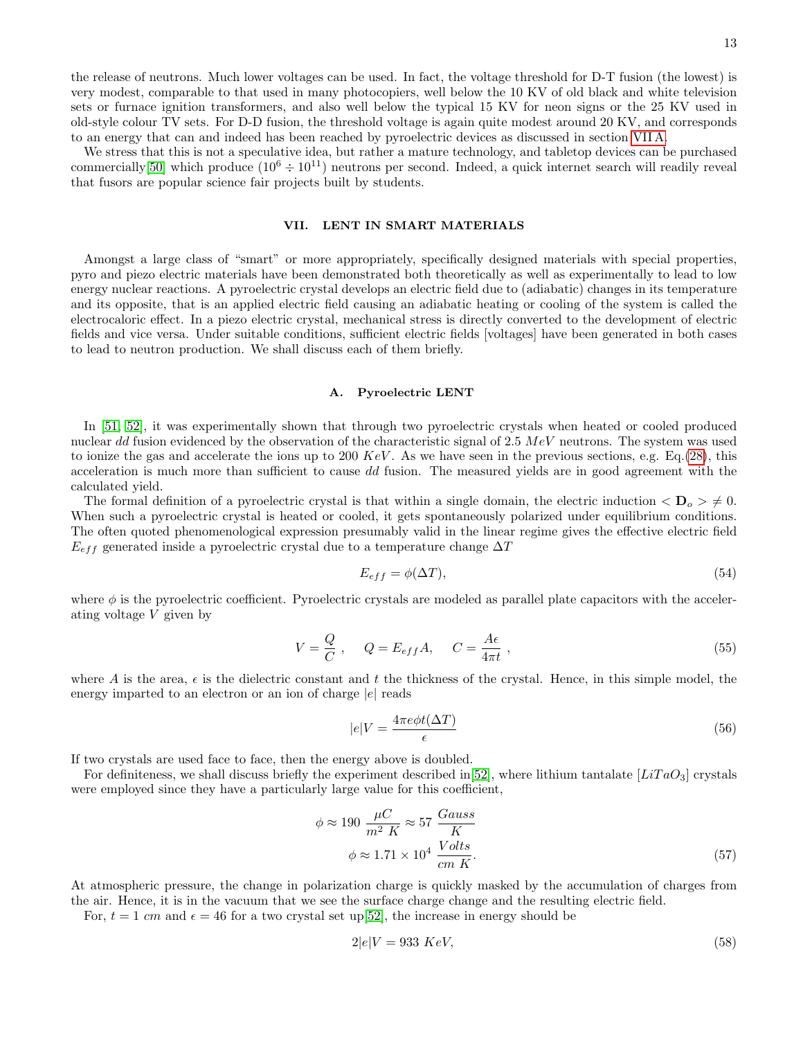the release of neutrons. Much lower voltages can be used. In fact, the voltage threshold for D-T fusion (the lowest) is very modest, comparable to that used in many photocopiers, well below the 10 KV of old black and white television sets or furnace ignition transformers, and also well below the typical 15 KV for neon signs or the 25 KV used in old-style colour TV sets. For D-D fusion, the threshold voltage is again quite modest around 20 KV, and corresponds to an energy that can and indeed has been reached by pyroelectric devices as discussed in section VII A.

We stress that this is not a speculative idea, but rather a mature technology, and tabletop devices can be purchased commercially[50] which produce $(10^6 \div 10^{11})$ neutrons per second. Indeed, a quick internet search will readily reveal that fusors are popular science fair projects built by students.

## VII. LENT IN SMART MATERIALS

Amongst a large class of "smart" or more appropriately, specifically designed materials with special properties, pyro and piezo electric materials have been demonstrated both theoretically as well as experimentally to lead to low energy nuclear reactions. A pyroelectric crystal develops an electric field due to (adiabatic) changes in its temperature and its opposite, that is an applied electric field causing an adiabatic heating or cooling of the system is called the electrocaloric effect. In a piezo electric crystal, mechanical stress is directly converted to the development of electric fields and vice versa. Under suitable conditions, sufficient electric fields [voltages] have been generated in both cases to lead to neutron production. We shall discuss each of them briefly.

### A. Pyroelectric LENT

In [51, 52], it was experimentally shown that through two pyroelectric crystals when heated or cooled produced nuclear $dd$ fusion evidenced by the observation of the characteristic signal of 2.5 $MeV$ neutrons. The system was used to ionize the gas and accelerate the ions up to 200 $KeV$. As we have seen in the previous sections, e.g. Eq.(28), this acceleration is much more than sufficient to cause $dd$ fusion. The measured yields are in good agreement with the calculated yield.

The formal definition of a pyroelectric crystal is that within a single domain, the electric induction $< \mathbf{D}_o > \neq 0$. When such a pyroelectric crystal is heated or cooled, it gets spontaneously polarized under equilibrium conditions. The often quoted phenomenological expression presumably valid in the linear regime gives the effective electric field $E_{eff}$ generated inside a pyroelectric crystal due to a temperature change $\Delta T$

$$E_{eff} = \phi(\Delta T), \tag{54}$$

where $\phi$ is the pyroelectric coefficient. Pyroelectric crystals are modeled as parallel plate capacitors with the accelerating voltage $V$ given by

$$V = \frac{Q}{C}\ , \quad Q = E_{eff}A, \quad C = \frac{A\epsilon}{4\pi t}\ , \tag{55}$$

where $A$ is the area, $\epsilon$ is the dielectric constant and $t$ the thickness of the crystal. Hence, in this simple model, the energy imparted to an electron or an ion of charge $|e|$ reads

$$|e|V = \frac{4\pi e\phi t(\Delta T)}{\epsilon} \tag{56}$$

If two crystals are used face to face, then the energy above is doubled.

For definiteness, we shall discuss briefly the experiment described in[52], where lithium tantalate [$LiTaO_3$] crystals were employed since they have a particularly large value for this coefficient,

$$\begin{aligned}\phi \approx 190\ \frac{\mu C}{m^2\ K} \approx 57\ \frac{Gauss}{K} \\ \phi \approx 1.71 \times 10^4\ \frac{Volts}{cm\ K}.\end{aligned} \tag{57}$$

At atmospheric pressure, the change in polarization charge is quickly masked by the accumulation of charges from the air. Hence, it is in the vacuum that we see the surface charge change and the resulting electric field.

For, $t = 1\ cm$ and $\epsilon = 46$ for a two crystal set up[52], the increase in energy should be

$$2|e|V = 933\ KeV, \tag{58}$$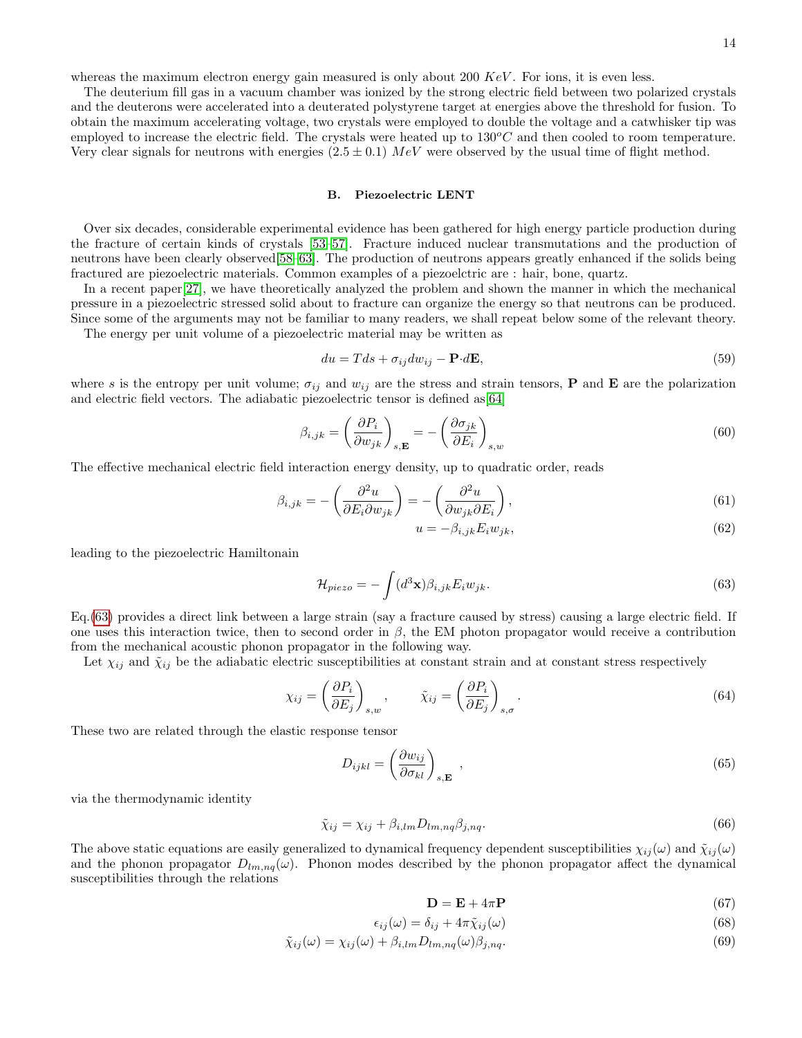whereas the maximum electron energy gain measured is only about 200 $KeV$. For ions, it is even less.

The deuterium fill gas in a vacuum chamber was ionized by the strong electric field between two polarized crystals and the deuterons were accelerated into a deuterated polystyrene target at energies above the threshold for fusion. To obtain the maximum accelerating voltage, two crystals were employed to double the voltage and a catwhisker tip was employed to increase the electric field. The crystals were heated up to $130^oC$ and then cooled to room temperature. Very clear signals for neutrons with energies $(2.5 \pm 0.1)$ $MeV$ were observed by the usual time of flight method.

### B. Piezoelectric LENT

Over six decades, considerable experimental evidence has been gathered for high energy particle production during the fracture of certain kinds of crystals [53–57]. Fracture induced nuclear transmutations and the production of neutrons have been clearly observed[58–63]. The production of neutrons appears greatly enhanced if the solids being fractured are piezoelectric materials. Common examples of a piezoelctric are : hair, bone, quartz.

In a recent paper[27], we have theoretically analyzed the problem and shown the manner in which the mechanical pressure in a piezoelectric stressed solid about to fracture can organize the energy so that neutrons can be produced. Since some of the arguments may not be familiar to many readers, we shall repeat below some of the relevant theory.

The energy per unit volume of a piezoelectric material may be written as

$$du = Tds + \sigma_{ij} dw_{ij} - \mathbf{P}\cdot d\mathbf{E}, \tag{59}$$

where $s$ is the entropy per unit volume; $\sigma_{ij}$ and $w_{ij}$ are the stress and strain tensors, $\mathbf{P}$ and $\mathbf{E}$ are the polarization and electric field vectors. The adiabatic piezoelectric tensor is defined as[64]

$$\beta_{i,jk} = \left(\frac{\partial P_i}{\partial w_{jk}}\right)_{s,\mathbf{E}} = -\left(\frac{\partial \sigma_{jk}}{\partial E_i}\right)_{s,w} \tag{60}$$

The effective mechanical electric field interaction energy density, up to quadratic order, reads

$$\beta_{i,jk} = -\left(\frac{\partial^2 u}{\partial E_i \partial w_{jk}}\right) = -\left(\frac{\partial^2 u}{\partial w_{jk} \partial E_i}\right), \tag{61}$$

$$u = -\beta_{i,jk} E_i w_{jk}, \tag{62}$$

leading to the piezoelectric Hamiltonain

$$\mathcal{H}_{piezo} = -\int (d^3\mathbf{x}) \beta_{i,jk} E_i w_{jk}. \tag{63}$$

Eq.(63) provides a direct link between a large strain (say a fracture caused by stress) causing a large electric field. If one uses this interaction twice, then to second order in $\beta$, the EM photon propagator would receive a contribution from the mechanical acoustic phonon propagator in the following way.

Let $\chi_{ij}$ and $\tilde{\chi}_{ij}$ be the adiabatic electric susceptibilities at constant strain and at constant stress respectively

$$\chi_{ij} = \left(\frac{\partial P_i}{\partial E_j}\right)_{s,w}, \qquad \tilde{\chi}_{ij} = \left(\frac{\partial P_i}{\partial E_j}\right)_{s,\sigma}. \tag{64}$$

These two are related through the elastic response tensor

$$D_{ijkl} = \left(\frac{\partial w_{ij}}{\partial \sigma_{kl}}\right)_{s,\mathbf{E}}, \tag{65}$$

via the thermodynamic identity

$$\tilde{\chi}_{ij} = \chi_{ij} + \beta_{i,lm} D_{lm,nq} \beta_{j,nq}. \tag{66}$$

The above static equations are easily generalized to dynamical frequency dependent susceptibilities $\chi_{ij}(\omega)$ and $\tilde{\chi}_{ij}(\omega)$ and the phonon propagator $D_{lm,nq}(\omega)$. Phonon modes described by the phonon propagator affect the dynamical susceptibilities through the relations

$$\mathbf{D} = \mathbf{E} + 4\pi\mathbf{P} \tag{67}$$

$$\epsilon_{ij}(\omega) = \delta_{ij} + 4\pi\tilde{\chi}_{ij}(\omega) \tag{68}$$

$$\tilde{\chi}_{ij}(\omega) = \chi_{ij}(\omega) + \beta_{i,lm} D_{lm,nq}(\omega) \beta_{j,nq}. \tag{69}$$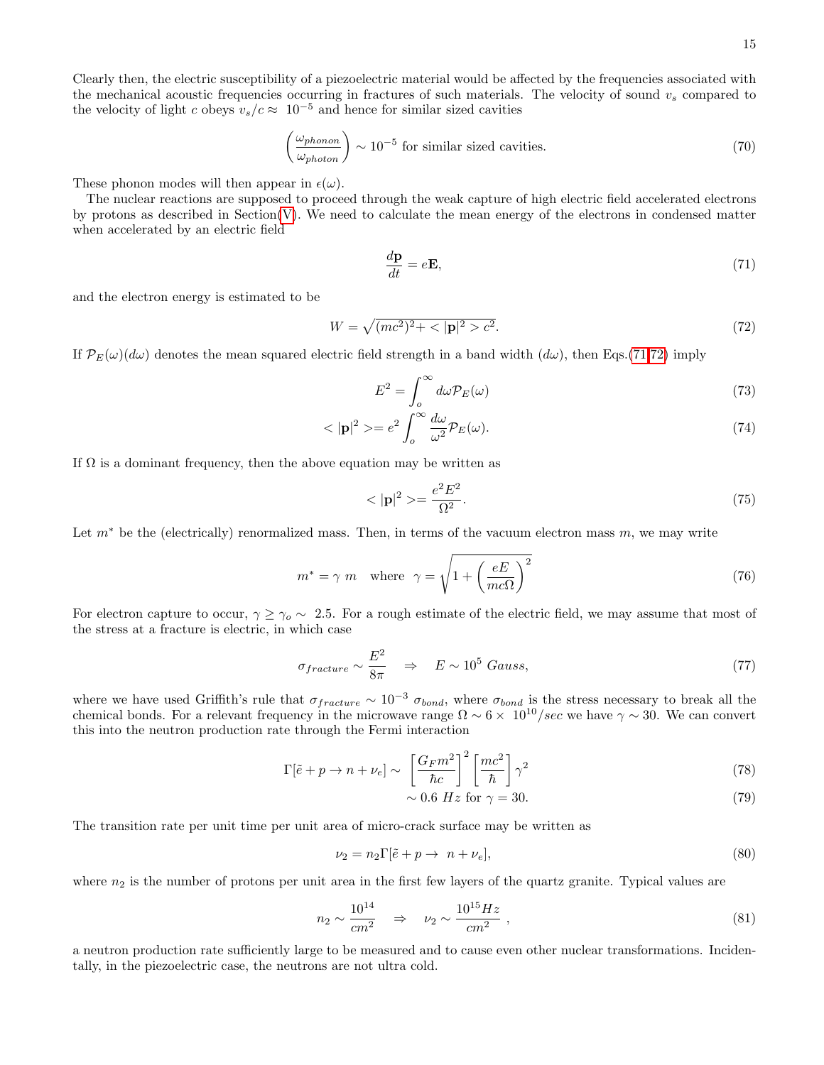Clearly then, the electric susceptibility of a piezoelectric material would be affected by the frequencies associated with the mechanical acoustic frequencies occurring in fractures of such materials. The velocity of sound $v_s$ compared to the velocity of light $c$ obeys $v_s/c \approx 10^{-5}$ and hence for similar sized cavities

$$\left(\frac{\omega_{phonon}}{\omega_{photon}}\right) \sim 10^{-5} \text{ for similar sized cavities.} \tag{70}$$

These phonon modes will then appear in $\epsilon(\omega)$.

The nuclear reactions are supposed to proceed through the weak capture of high electric field accelerated electrons by protons as described in Section(V). We need to calculate the mean energy of the electrons in condensed matter when accelerated by an electric field

$$\frac{d\mathbf{p}}{dt} = e\mathbf{E}, \tag{71}$$

and the electron energy is estimated to be

$$W = \sqrt{(mc^2)^2 + <|\mathbf{p}|^2> c^2}. \tag{72}$$

If $\mathcal{P}_E(\omega)(d\omega)$ denotes the mean squared electric field strength in a band width $(d\omega)$, then Eqs.(71,72) imply

$$E^2 = \int_o^\infty d\omega \mathcal{P}_E(\omega) \tag{73}$$

$$<|\mathbf{p}|^2> = e^2 \int_o^\infty \frac{d\omega}{\omega^2} \mathcal{P}_E(\omega). \tag{74}$$

If $\Omega$ is a dominant frequency, then the above equation may be written as

$$<|\mathbf{p}|^2> = \frac{e^2 E^2}{\Omega^2}. \tag{75}$$

Let $m^*$ be the (electrically) renormalized mass. Then, in terms of the vacuum electron mass $m$, we may write

$$m^* = \gamma\ m \quad \text{where} \quad \gamma = \sqrt{1 + \left(\frac{eE}{mc\Omega}\right)^2} \tag{76}$$

For electron capture to occur, $\gamma \geq \gamma_o \sim 2.5$. For a rough estimate of the electric field, we may assume that most of the stress at a fracture is electric, in which case

$$\sigma_{fracture} \sim \frac{E^2}{8\pi} \quad \Rightarrow \quad E \sim 10^5\ Gauss, \tag{77}$$

where we have used Griffith's rule that $\sigma_{fracture} \sim 10^{-3}\ \sigma_{bond}$, where $\sigma_{bond}$ is the stress necessary to break all the chemical bonds. For a relevant frequency in the microwave range $\Omega \sim 6 \times 10^{10}/sec$ we have $\gamma \sim 30$. We can convert this into the neutron production rate through the Fermi interaction

$$\Gamma[\tilde{e} + p \to n + \nu_e] \sim \left[\frac{G_F m^2}{\hbar c}\right]^2 \left[\frac{mc^2}{\hbar}\right] \gamma^2 \tag{78}$$

$$\sim 0.6\ Hz \text{ for } \gamma = 30. \tag{79}$$

The transition rate per unit time per unit area of micro-crack surface may be written as

$$\nu_2 = n_2 \Gamma[\tilde{e} + p \to n + \nu_e], \tag{80}$$

where $n_2$ is the number of protons per unit area in the first few layers of the quartz granite. Typical values are

$$n_2 \sim \frac{10^{14}}{cm^2} \quad \Rightarrow \quad \nu_2 \sim \frac{10^{15} Hz}{cm^2}\ , \tag{81}$$

a neutron production rate sufficiently large to be measured and to cause even other nuclear transformations. Incidentally, in the piezoelectric case, the neutrons are not ultra cold.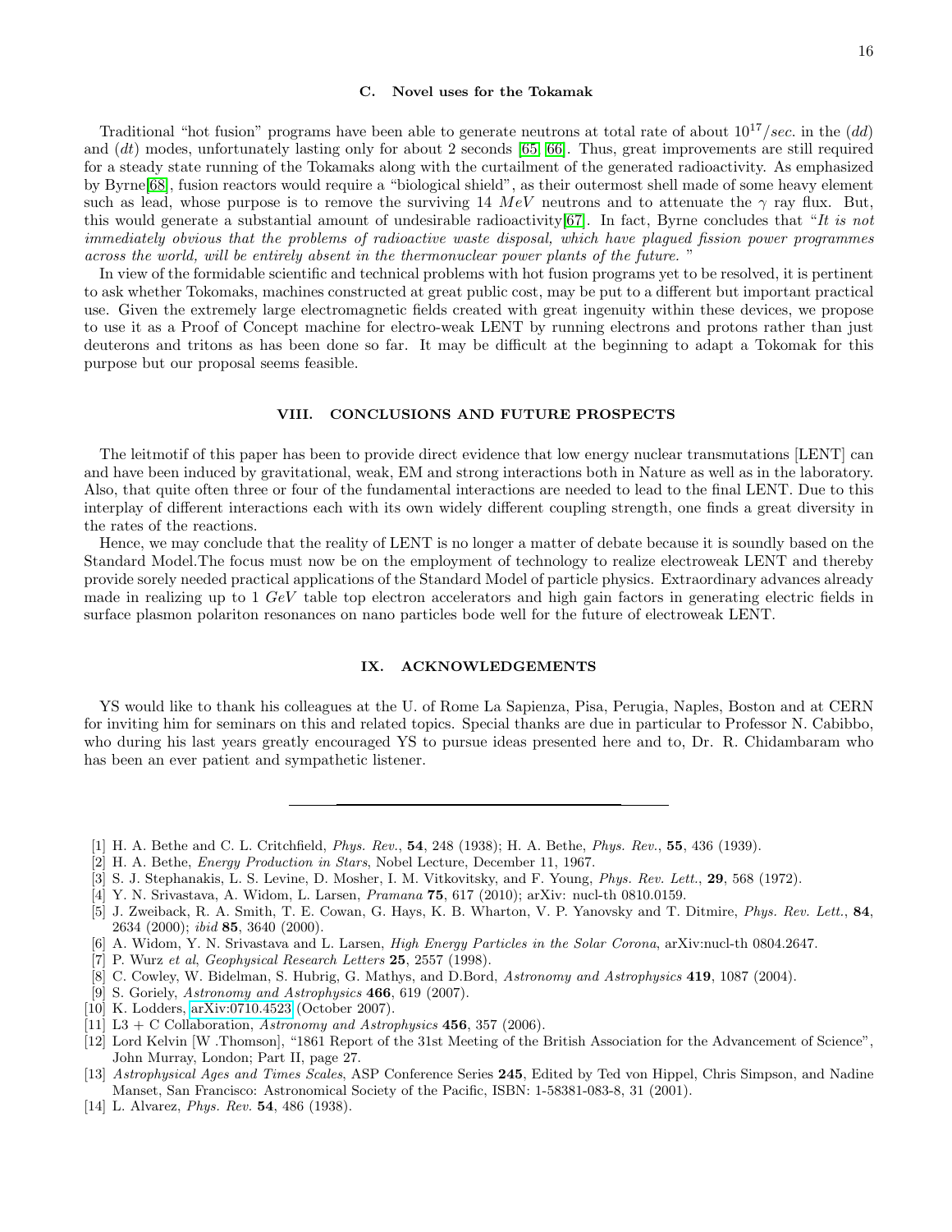### C. Novel uses for the Tokamak

Traditional "hot fusion" programs have been able to generate neutrons at total rate of about $10^{17}/sec.$ in the $(dd)$ and $(dt)$ modes, unfortunately lasting only for about 2 seconds [65, 66]. Thus, great improvements are still required for a steady state running of the Tokamaks along with the curtailment of the generated radioactivity. As emphasized by Byrne[68], fusion reactors would require a "biological shield", as their outermost shell made of some heavy element such as lead, whose purpose is to remove the surviving 14 $MeV$ neutrons and to attenuate the $\gamma$ ray flux. But, this would generate a substantial amount of undesirable radioactivity[67]. In fact, Byrne concludes that "*It is not immediately obvious that the problems of radioactive waste disposal, which have plagued fission power programmes across the world, will be entirely absent in the thermonuclear power plants of the future.* "

In view of the formidable scientific and technical problems with hot fusion programs yet to be resolved, it is pertinent to ask whether Tokomaks, machines constructed at great public cost, may be put to a different but important practical use. Given the extremely large electromagnetic fields created with great ingenuity within these devices, we propose to use it as a Proof of Concept machine for electro-weak LENT by running electrons and protons rather than just deuterons and tritons as has been done so far. It may be difficult at the beginning to adapt a Tokomak for this purpose but our proposal seems feasible.

## VIII. CONCLUSIONS AND FUTURE PROSPECTS

The leitmotif of this paper has been to provide direct evidence that low energy nuclear transmutations [LENT] can and have been induced by gravitational, weak, EM and strong interactions both in Nature as well as in the laboratory. Also, that quite often three or four of the fundamental interactions are needed to lead to the final LENT. Due to this interplay of different interactions each with its own widely different coupling strength, one finds a great diversity in the rates of the reactions.

Hence, we may conclude that the reality of LENT is no longer a matter of debate because it is soundly based on the Standard Model.The focus must now be on the employment of technology to realize electroweak LENT and thereby provide sorely needed practical applications of the Standard Model of particle physics. Extraordinary advances already made in realizing up to 1 $GeV$ table top electron accelerators and high gain factors in generating electric fields in surface plasmon polariton resonances on nano particles bode well for the future of electroweak LENT.

## IX. ACKNOWLEDGEMENTS

YS would like to thank his colleagues at the U. of Rome La Sapienza, Pisa, Perugia, Naples, Boston and at CERN for inviting him for seminars on this and related topics. Special thanks are due in particular to Professor N. Cabibbo, who during his last years greatly encouraged YS to pursue ideas presented here and to, Dr. R. Chidambaram who has been an ever patient and sympathetic listener.

---

- [1] H. A. Bethe and C. L. Critchfield, *Phys. Rev.*, **54**, 248 (1938); H. A. Bethe, *Phys. Rev.*, **55**, 436 (1939).
- [2] H. A. Bethe, *Energy Production in Stars*, Nobel Lecture, December 11, 1967.
- [3] S. J. Stephanakis, L. S. Levine, D. Mosher, I. M. Vitkovitsky, and F. Young, *Phys. Rev. Lett.*, **29**, 568 (1972).
- [4] Y. N. Srivastava, A. Widom, L. Larsen, *Pramana* **75**, 617 (2010); arXiv: nucl-th 0810.0159.
- [5] J. Zweiback, R. A. Smith, T. E. Cowan, G. Hays, K. B. Wharton, V. P. Yanovsky and T. Ditmire, *Phys. Rev. Lett.*, **84**, 2634 (2000); *ibid* **85**, 3640 (2000).
- [6] A. Widom, Y. N. Srivastava and L. Larsen, *High Energy Particles in the Solar Corona*, arXiv:nucl-th 0804.2647.
- [7] P. Wurz *et al*, *Geophysical Research Letters* **25**, 2557 (1998).
- [8] C. Cowley, W. Bidelman, S. Hubrig, G. Mathys, and D.Bord, *Astronomy and Astrophysics* **419**, 1087 (2004).
- [9] S. Goriely, *Astronomy and Astrophysics* **466**, 619 (2007).
- [10] K. Lodders, arXiv:0710.4523 (October 2007).
- [11] L3 + C Collaboration, *Astronomy and Astrophysics* **456**, 357 (2006).
- [12] Lord Kelvin [W .Thomson], "1861 Report of the 31st Meeting of the British Association for the Advancement of Science", John Murray, London; Part II, page 27.
- [13] *Astrophysical Ages and Times Scales*, ASP Conference Series **245**, Edited by Ted von Hippel, Chris Simpson, and Nadine Manset, San Francisco: Astronomical Society of the Pacific, ISBN: 1-58381-083-8, 31 (2001).
- [14] L. Alvarez, *Phys. Rev.* **54**, 486 (1938).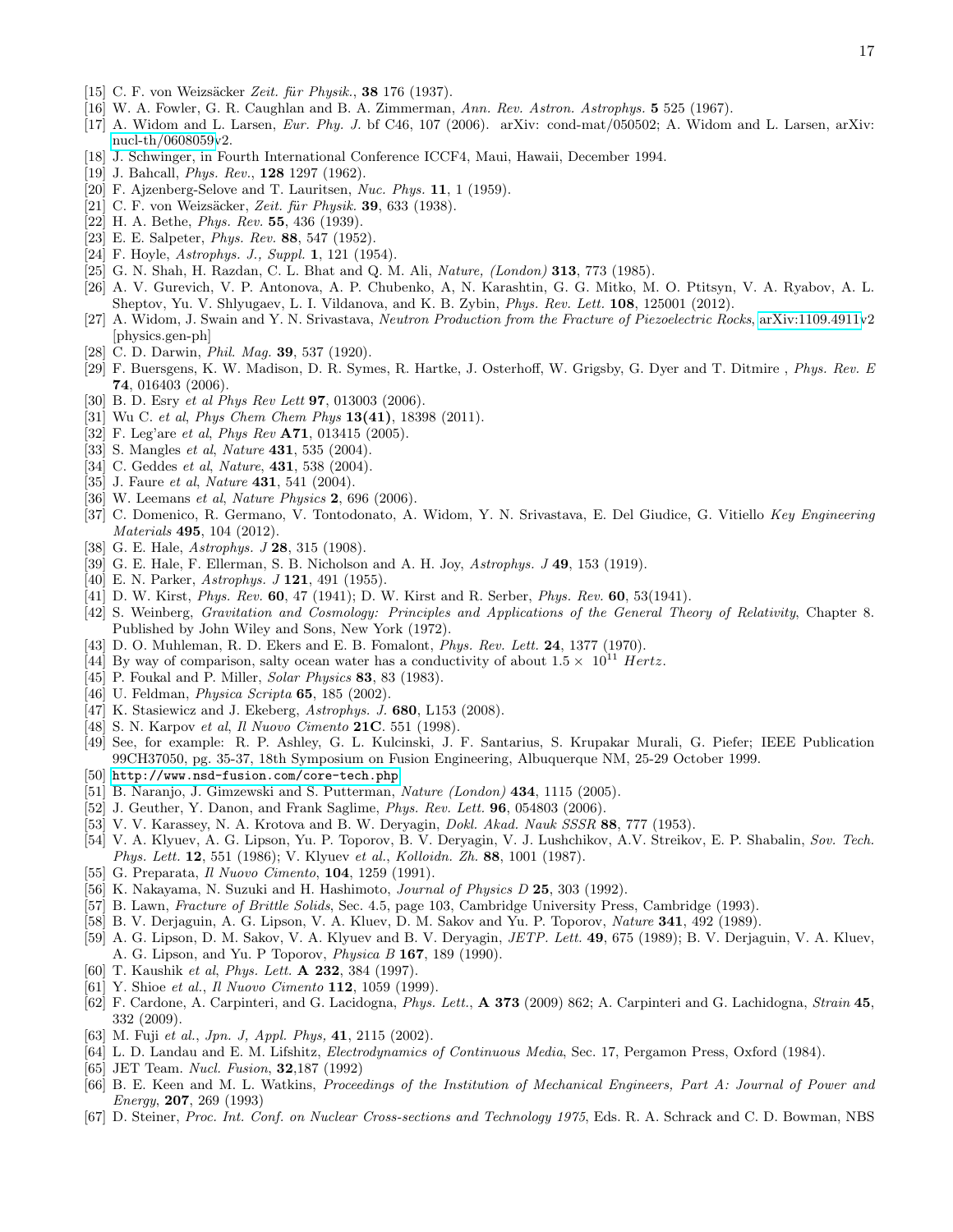[15] C. F. von Weizsäcker *Zeit. für Physik.*, **38** 176 (1937).
[16] W. A. Fowler, G. R. Caughlan and B. A. Zimmerman, *Ann. Rev. Astron. Astrophys.* **5** 525 (1967).
[17] A. Widom and L. Larsen, *Eur. Phy. J.* bf C46, 107 (2006). arXiv: cond-mat/050502; A. Widom and L. Larsen, arXiv: nucl-th/0608059v2.
[18] J. Schwinger, in Fourth International Conference ICCF4, Maui, Hawaii, December 1994.
[19] J. Bahcall, *Phys. Rev.*, **128** 1297 (1962).
[20] F. Ajzenberg-Selove and T. Lauritsen, *Nuc. Phys.* **11**, 1 (1959).
[21] C. F. von Weizsäcker, *Zeit. für Physik.* **39**, 633 (1938).
[22] H. A. Bethe, *Phys. Rev.* **55**, 436 (1939).
[23] E. E. Salpeter, *Phys. Rev.* **88**, 547 (1952).
[24] F. Hoyle, *Astrophys. J., Suppl.* **1**, 121 (1954).
[25] G. N. Shah, H. Razdan, C. L. Bhat and Q. M. Ali, *Nature, (London)* **313**, 773 (1985).
[26] A. V. Gurevich, V. P. Antonova, A. P. Chubenko, A, N. Karashtin, G. G. Mitko, M. O. Ptitsyn, V. A. Ryabov, A. L. Sheptov, Yu. V. Shlyugaev, L. I. Vildanova, and K. B. Zybin, *Phys. Rev. Lett.* **108**, 125001 (2012).
[27] A. Widom, J. Swain and Y. N. Srivastava, *Neutron Production from the Fracture of Piezoelectric Rocks*, arXiv:1109.4911v2 [physics.gen-ph]
[28] C. D. Darwin, *Phil. Mag.* **39**, 537 (1920).
[29] F. Buersgens, K. W. Madison, D. R. Symes, R. Hartke, J. Osterhoff, W. Grigsby, G. Dyer and T. Ditmire , *Phys. Rev. E* **74**, 016403 (2006).
[30] B. D. Esry *et al Phys Rev Lett* **97**, 013003 (2006).
[31] Wu C. *et al*, *Phys Chem Chem Phys* **13(41)**, 18398 (2011).
[32] F. Leg'are *et al*, *Phys Rev* **A71**, 013415 (2005).
[33] S. Mangles *et al*, *Nature* **431**, 535 (2004).
[34] C. Geddes *et al*, *Nature*, **431**, 538 (2004).
[35] J. Faure *et al*, *Nature* **431**, 541 (2004).
[36] W. Leemans *et al*, *Nature Physics* **2**, 696 (2006).
[37] C. Domenico, R. Germano, V. Tontodonato, A. Widom, Y. N. Srivastava, E. Del Giudice, G. Vitiello *Key Engineering Materials* **495**, 104 (2012).
[38] G. E. Hale, *Astrophys. J* **28**, 315 (1908).
[39] G. E. Hale, F. Ellerman, S. B. Nicholson and A. H. Joy, *Astrophys. J* **49**, 153 (1919).
[40] E. N. Parker, *Astrophys. J* **121**, 491 (1955).
[41] D. W. Kirst, *Phys. Rev.* **60**, 47 (1941); D. W. Kirst and R. Serber, *Phys. Rev.* **60**, 53(1941).
[42] S. Weinberg, *Gravitation and Cosmology: Principles and Applications of the General Theory of Relativity*, Chapter 8. Published by John Wiley and Sons, New York (1972).
[43] D. O. Muhleman, R. D. Ekers and E. B. Fomalont, *Phys. Rev. Lett.* **24**, 1377 (1970).
[44] By way of comparison, salty ocean water has a conductivity of about $1.5 \times 10^{11}$ *Hertz*.
[45] P. Foukal and P. Miller, *Solar Physics* **83**, 83 (1983).
[46] U. Feldman, *Physica Scripta* **65**, 185 (2002).
[47] K. Stasiewicz and J. Ekeberg, *Astrophys. J.* **680**, L153 (2008).
[48] S. N. Karpov *et al*, *Il Nuovo Cimento* **21C**. 551 (1998).
[49] See, for example: R. P. Ashley, G. L. Kulcinski, J. F. Santarius, S. Krupakar Murali, G. Piefer; IEEE Publication 99CH37050, pg. 35-37, 18th Symposium on Fusion Engineering, Albuquerque NM, 25-29 October 1999.
[50] `http://www.nsd-fusion.com/core-tech.php`
[51] B. Naranjo, J. Gimzewski and S. Putterman, *Nature (London)* **434**, 1115 (2005).
[52] J. Geuther, Y. Danon, and Frank Saglime, *Phys. Rev. Lett.* **96**, 054803 (2006).
[53] V. V. Karassey, N. A. Krotova and B. W. Deryagin, *Dokl. Akad. Nauk SSSR* **88**, 777 (1953).
[54] V. A. Klyuev, A. G. Lipson, Yu. P. Toporov, B. V. Deryagin, V. J. Lushchikov, A.V. Streikov, E. P. Shabalin, *Sov. Tech. Phys. Lett.* **12**, 551 (1986); V. Klyuev *et al.*, *Kolloidn. Zh.* **88**, 1001 (1987).
[55] G. Preparata, *Il Nuovo Cimento*, **104**, 1259 (1991).
[56] K. Nakayama, N. Suzuki and H. Hashimoto, *Journal of Physics D* **25**, 303 (1992).
[57] B. Lawn, *Fracture of Brittle Solids*, Sec. 4.5, page 103, Cambridge University Press, Cambridge (1993).
[58] B. V. Derjaguin, A. G. Lipson, V. A. Kluev, D. M. Sakov and Yu. P. Toporov, *Nature* **341**, 492 (1989).
[59] A. G. Lipson, D. M. Sakov, V. A. Klyuev and B. V. Deryagin, *JETP. Lett.* **49**, 675 (1989); B. V. Derjaguin, V. A. Kluev, A. G. Lipson, and Yu. P Toporov, *Physica B* **167**, 189 (1990).
[60] T. Kaushik *et al*, *Phys. Lett.* **A 232**, 384 (1997).
[61] Y. Shioe *et al.*, *Il Nuovo Cimento* **112**, 1059 (1999).
[62] F. Cardone, A. Carpinteri, and G. Lacidogna, *Phys. Lett.*, **A 373** (2009) 862; A. Carpinteri and G. Lachidogna, *Strain* **45**, 332 (2009).
[63] M. Fuji *et al.*, *Jpn. J, Appl. Phys,* **41**, 2115 (2002).
[64] L. D. Landau and E. M. Lifshitz, *Electrodynamics of Continuous Media*, Sec. 17, Pergamon Press, Oxford (1984).
[65] JET Team. *Nucl. Fusion*, **32**,187 (1992)
[66] B. E. Keen and M. L. Watkins, *Proceedings of the Institution of Mechanical Engineers, Part A: Journal of Power and Energy*, **207**, 269 (1993)
[67] D. Steiner, *Proc. Int. Conf. on Nuclear Cross-sections and Technology 1975*, Eds. R. A. Schrack and C. D. Bowman, NBS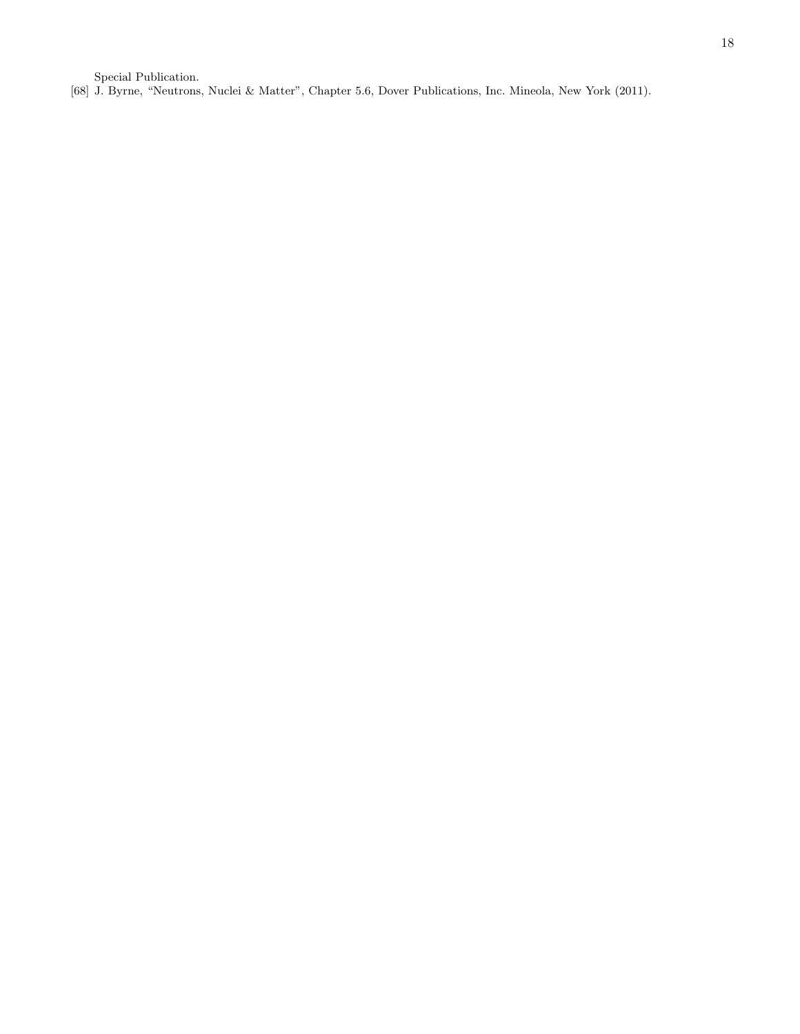Special Publication.

[68] J. Byrne, “Neutrons, Nuclei & Matter”, Chapter 5.6, Dover Publications, Inc. Mineola, New York (2011).